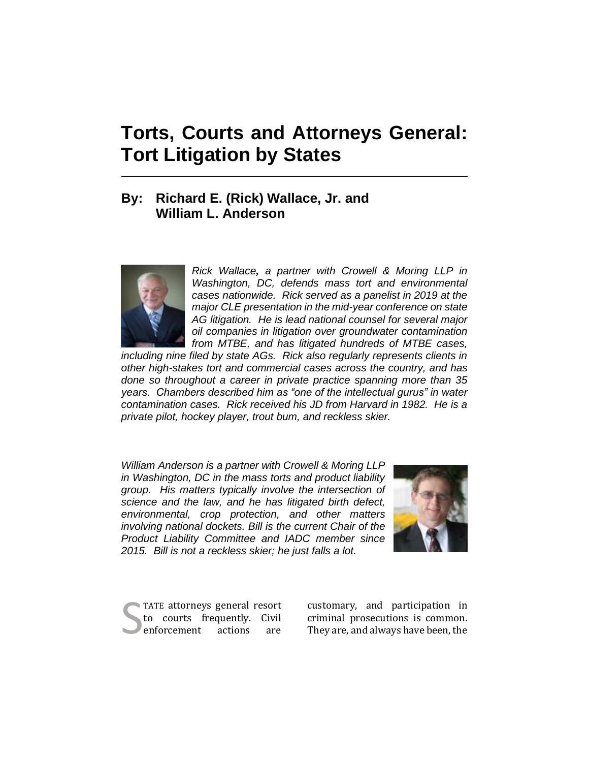# Torts, Courts and Attorneys General: Tort Litigation by States

## By: Richard E. (Rick) Wallace, Jr. and William L. Anderson

*Rick Wallace, a partner with Crowell & Moring LLP in Washington, DC, defends mass tort and environmental cases nationwide. Rick served as a panelist in 2019 at the major CLE presentation in the mid-year conference on state AG litigation. He is lead national counsel for several major oil companies in litigation over groundwater contamination from MTBE, and has litigated hundreds of MTBE cases, including nine filed by state AGs. Rick also regularly represents clients in other high-stakes tort and commercial cases across the country, and has done so throughout a career in private practice spanning more than 35 years. Chambers described him as "one of the intellectual gurus" in water contamination cases. Rick received his JD from Harvard in 1982. He is a private pilot, hockey player, trout bum, and reckless skier.*

*William Anderson is a partner with Crowell & Moring LLP in Washington, DC in the mass torts and product liability group. His matters typically involve the intersection of science and the law, and he has litigated birth defect, environmental, crop protection, and other matters involving national dockets. Bill is the current Chair of the Product Liability Committee and IADC member since 2015. Bill is not a reckless skier; he just falls a lot.*

STATE attorneys general resort to courts frequently. Civil enforcement actions are customary, and participation in criminal prosecutions is common. They are, and always have been, the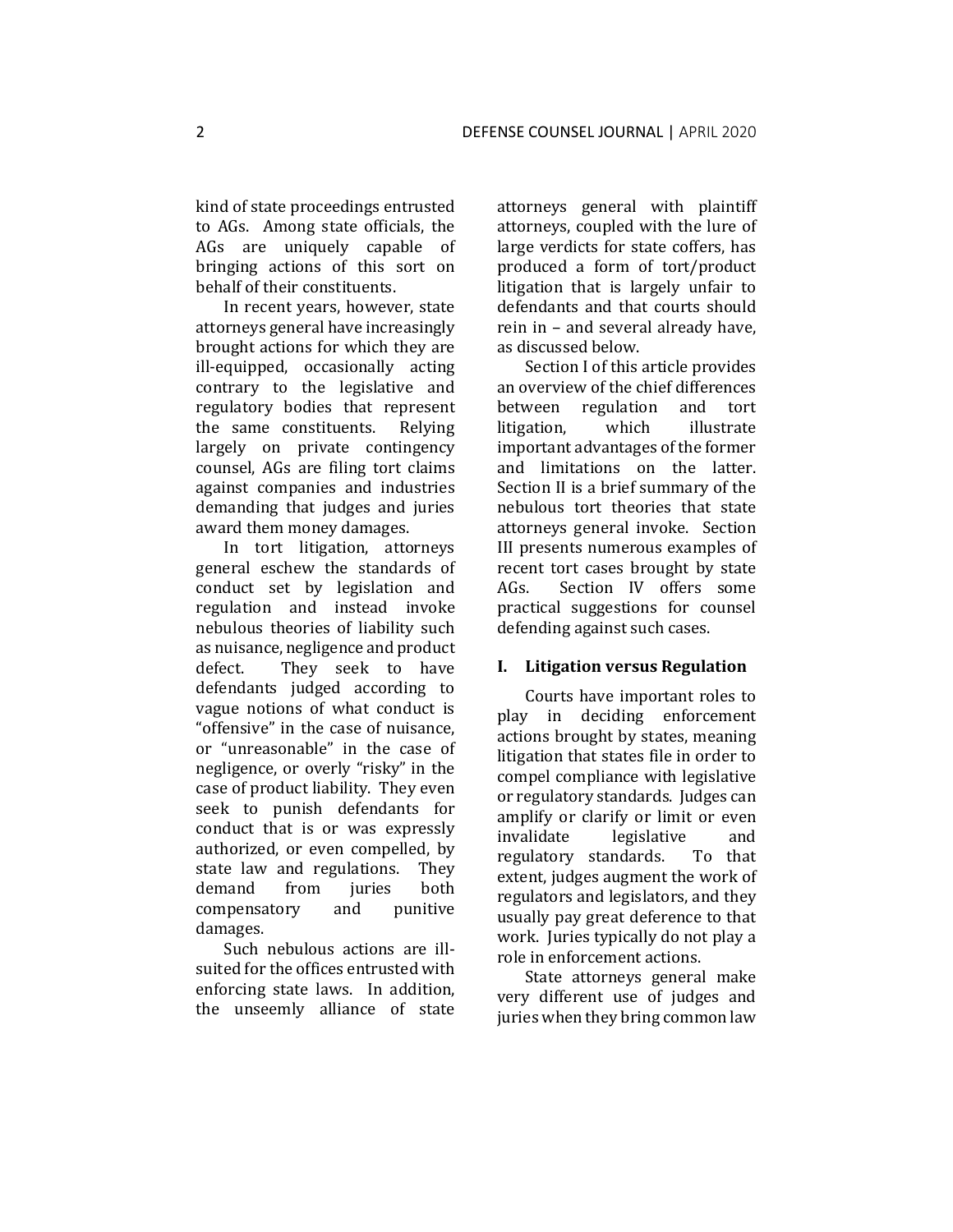kind of state proceedings entrusted to AGs. Among state officials, the AGs are uniquely capable of bringing actions of this sort on behalf of their constituents.

In recent years, however, state attorneys general have increasingly brought actions for which they are ill-equipped, occasionally acting contrary to the legislative and regulatory bodies that represent the same constituents. Relying largely on private contingency counsel, AGs are filing tort claims against companies and industries demanding that judges and juries award them money damages.

In tort litigation, attorneys general eschew the standards of conduct set by legislation and regulation and instead invoke nebulous theories of liability such as nuisance, negligence and product defect. They seek to have defendants judged according to vague notions of what conduct is "offensive" in the case of nuisance, or "unreasonable" in the case of negligence, or overly "risky" in the case of product liability. They even seek to punish defendants for conduct that is or was expressly authorized, or even compelled, by state law and regulations. They demand from juries both compensatory and punitive damages.

Such nebulous actions are ill-suited for the offices entrusted with enforcing state laws. In addition, the unseemly alliance of state attorneys general with plaintiff attorneys, coupled with the lure of large verdicts for state coffers, has produced a form of tort/product litigation that is largely unfair to defendants and that courts should rein in – and several already have, as discussed below.

Section I of this article provides an overview of the chief differences between regulation and tort litigation, which illustrate important advantages of the former and limitations on the latter. Section II is a brief summary of the nebulous tort theories that state attorneys general invoke. Section III presents numerous examples of recent tort cases brought by state AGs. Section IV offers some practical suggestions for counsel defending against such cases.

## I. Litigation versus Regulation

Courts have important roles to play in deciding enforcement actions brought by states, meaning litigation that states file in order to compel compliance with legislative or regulatory standards. Judges can amplify or clarify or limit or even invalidate legislative and regulatory standards. To that extent, judges augment the work of regulators and legislators, and they usually pay great deference to that work. Juries typically do not play a role in enforcement actions.

State attorneys general make very different use of judges and juries when they bring common law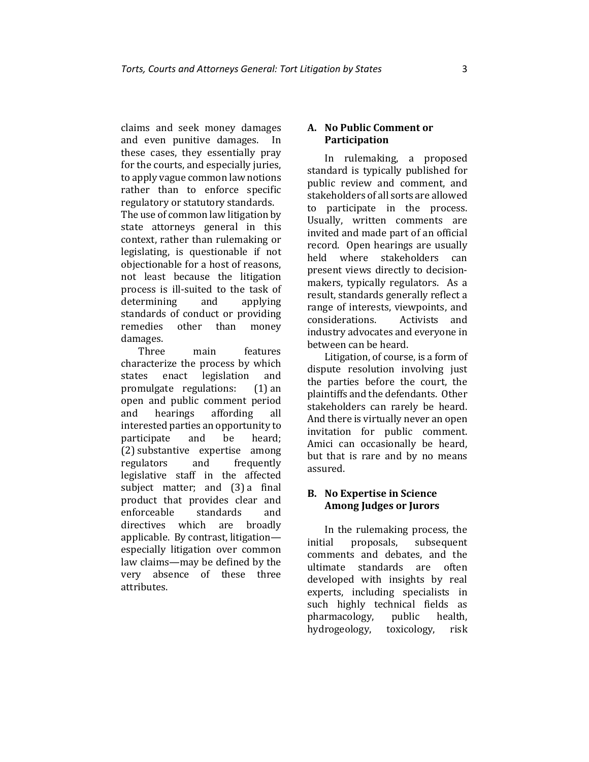claims and seek money damages and even punitive damages. In these cases, they essentially pray for the courts, and especially juries, to apply vague common law notions rather than to enforce specific regulatory or statutory standards. The use of common law litigation by state attorneys general in this context, rather than rulemaking or legislating, is questionable if not objectionable for a host of reasons, not least because the litigation process is ill-suited to the task of determining and applying standards of conduct or providing remedies other than money damages.

Three main features characterize the process by which states enact legislation and promulgate regulations: (1) an open and public comment period and hearings affording all interested parties an opportunity to participate and be heard; (2) substantive expertise among regulators and frequently legislative staff in the affected subject matter; and (3) a final product that provides clear and enforceable standards and directives which are broadly applicable. By contrast, litigation—especially litigation over common law claims—may be defined by the very absence of these three attributes.

### A. No Public Comment or Participation

In rulemaking, a proposed standard is typically published for public review and comment, and stakeholders of all sorts are allowed to participate in the process. Usually, written comments are invited and made part of an official record. Open hearings are usually held where stakeholders can present views directly to decision-makers, typically regulators. As a result, standards generally reflect a range of interests, viewpoints, and considerations. Activists and industry advocates and everyone in between can be heard.

Litigation, of course, is a form of dispute resolution involving just the parties before the court, the plaintiffs and the defendants. Other stakeholders can rarely be heard. And there is virtually never an open invitation for public comment. Amici can occasionally be heard, but that is rare and by no means assured.

### B. No Expertise in Science Among Judges or Jurors

In the rulemaking process, the initial proposals, subsequent comments and debates, and the ultimate standards are often developed with insights by real experts, including specialists in such highly technical fields as pharmacology, public health, hydrogeology, toxicology, risk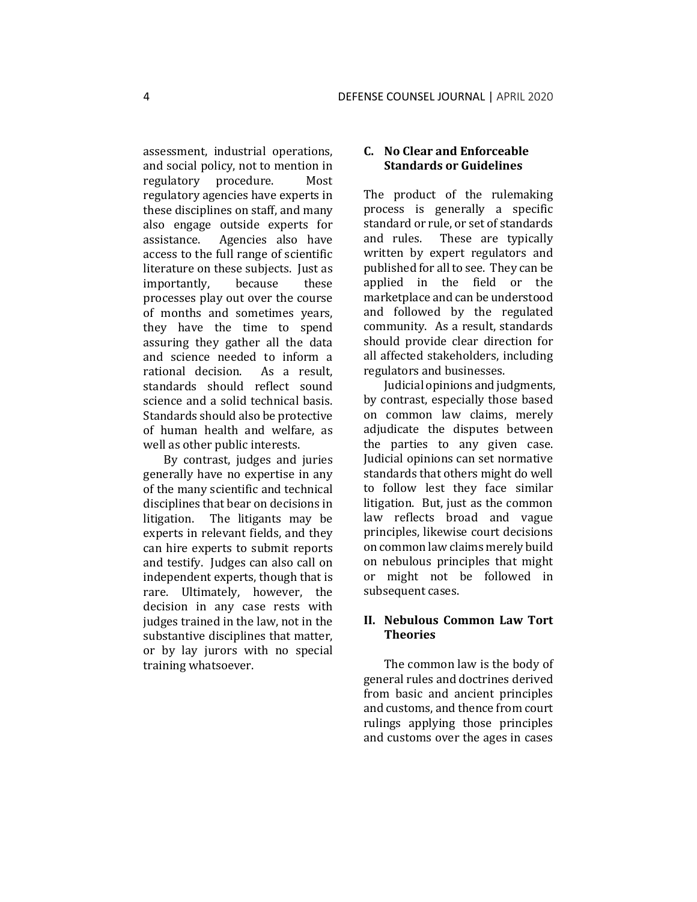assessment, industrial operations, and social policy, not to mention in regulatory procedure. Most regulatory agencies have experts in these disciplines on staff, and many also engage outside experts for assistance. Agencies also have access to the full range of scientific literature on these subjects. Just as importantly, because these processes play out over the course of months and sometimes years, they have the time to spend assuring they gather all the data and science needed to inform a rational decision. As a result, standards should reflect sound science and a solid technical basis. Standards should also be protective of human health and welfare, as well as other public interests.

By contrast, judges and juries generally have no expertise in any of the many scientific and technical disciplines that bear on decisions in litigation. The litigants may be experts in relevant fields, and they can hire experts to submit reports and testify. Judges can also call on independent experts, though that is rare. Ultimately, however, the decision in any case rests with judges trained in the law, not in the substantive disciplines that matter, or by lay jurors with no special training whatsoever.

### C. No Clear and Enforceable Standards or Guidelines

The product of the rulemaking process is generally a specific standard or rule, or set of standards and rules. These are typically written by expert regulators and published for all to see. They can be applied in the field or the marketplace and can be understood and followed by the regulated community. As a result, standards should provide clear direction for all affected stakeholders, including regulators and businesses.

Judicial opinions and judgments, by contrast, especially those based on common law claims, merely adjudicate the disputes between the parties to any given case. Judicial opinions can set normative standards that others might do well to follow lest they face similar litigation. But, just as the common law reflects broad and vague principles, likewise court decisions on common law claims merely build on nebulous principles that might or might not be followed in subsequent cases.

## II. Nebulous Common Law Tort Theories

The common law is the body of general rules and doctrines derived from basic and ancient principles and customs, and thence from court rulings applying those principles and customs over the ages in cases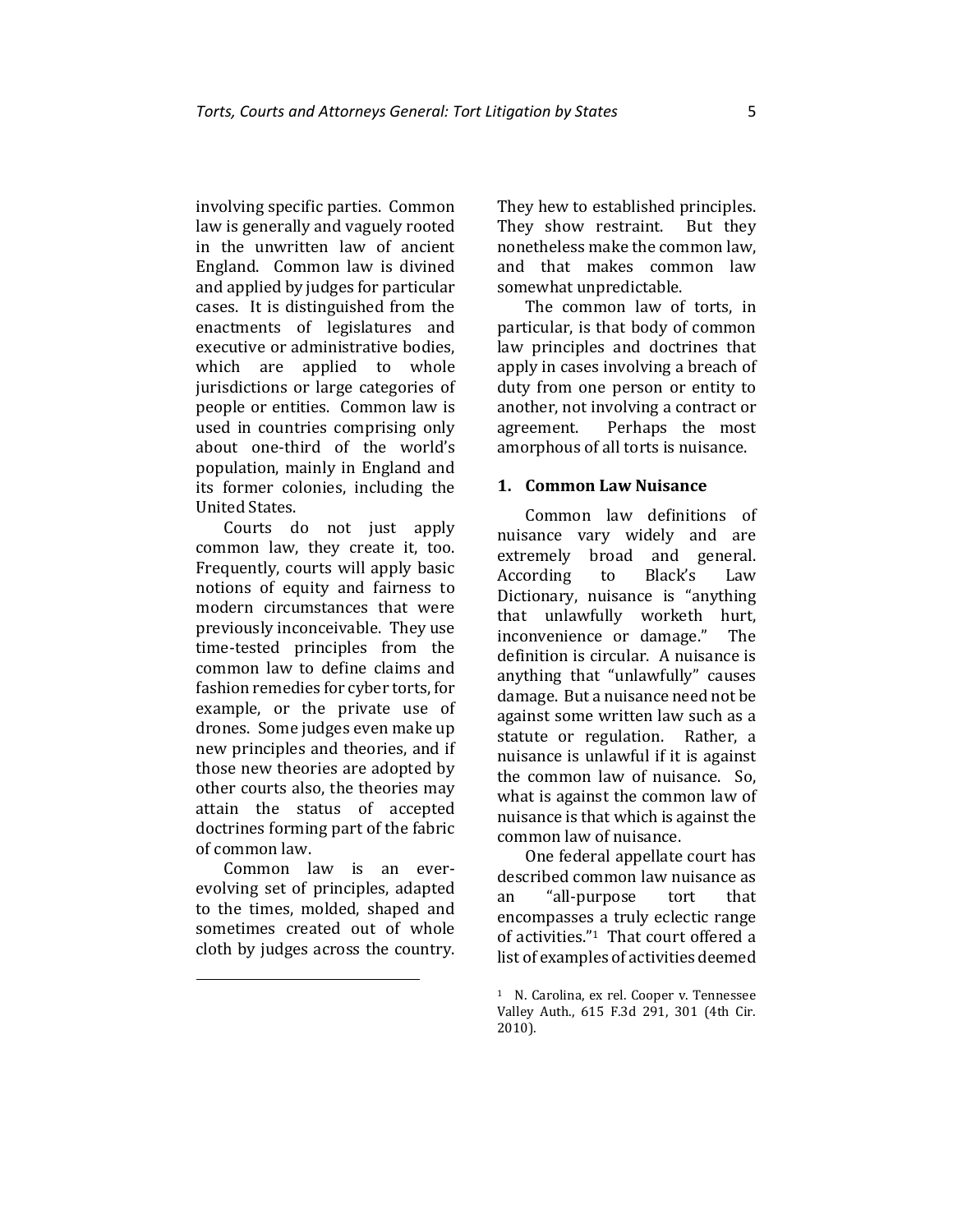involving specific parties. Common law is generally and vaguely rooted in the unwritten law of ancient England. Common law is divined and applied by judges for particular cases. It is distinguished from the enactments of legislatures and executive or administrative bodies, which are applied to whole jurisdictions or large categories of people or entities. Common law is used in countries comprising only about one-third of the world's population, mainly in England and its former colonies, including the United States.

Courts do not just apply common law, they create it, too. Frequently, courts will apply basic notions of equity and fairness to modern circumstances that were previously inconceivable. They use time-tested principles from the common law to define claims and fashion remedies for cyber torts, for example, or the private use of drones. Some judges even make up new principles and theories, and if those new theories are adopted by other courts also, the theories may attain the status of accepted doctrines forming part of the fabric of common law.

Common law is an ever-evolving set of principles, adapted to the times, molded, shaped and sometimes created out of whole cloth by judges across the country. They hew to established principles. They show restraint. But they nonetheless make the common law, and that makes common law somewhat unpredictable.

The common law of torts, in particular, is that body of common law principles and doctrines that apply in cases involving a breach of duty from one person or entity to another, not involving a contract or agreement. Perhaps the most amorphous of all torts is nuisance.

### 1. Common Law Nuisance

Common law definitions of nuisance vary widely and are extremely broad and general. According to Black's Law Dictionary, nuisance is "anything that unlawfully worketh hurt, inconvenience or damage." The definition is circular. A nuisance is anything that "unlawfully" causes damage. But a nuisance need not be against some written law such as a statute or regulation. Rather, a nuisance is unlawful if it is against the common law of nuisance. So, what is against the common law of nuisance is that which is against the common law of nuisance.

One federal appellate court has described common law nuisance as an "all-purpose tort that encompasses a truly eclectic range of activities."[1] That court offered a list of examples of activities deemed

---

[1] N. Carolina, ex rel. Cooper v. Tennessee Valley Auth., 615 F.3d 291, 301 (4th Cir. 2010).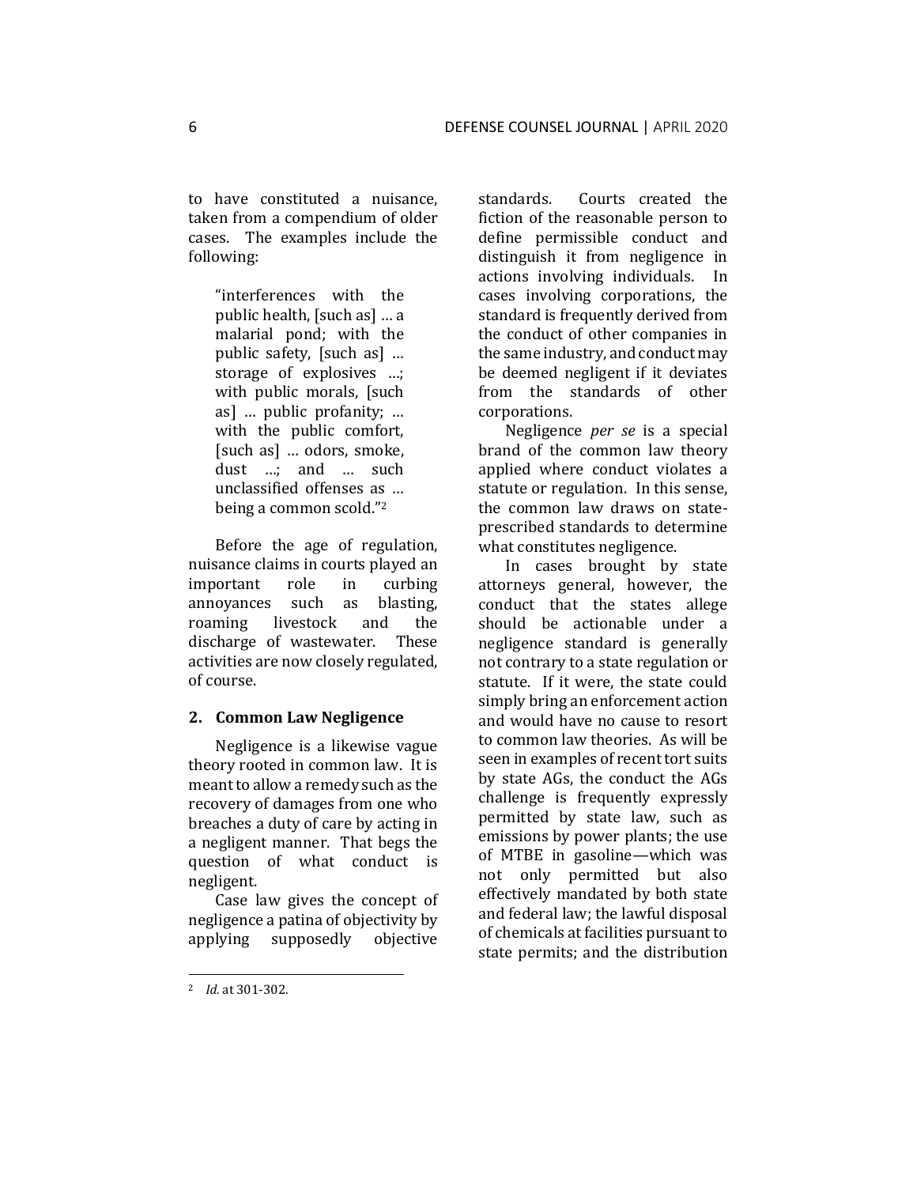to have constituted a nuisance, taken from a compendium of older cases. The examples include the following:

> "interferences with the public health, [such as] … a malarial pond; with the public safety, [such as] … storage of explosives …; with public morals, [such as] … public profanity; … with the public comfort, [such as] … odors, smoke, dust …; and … such unclassified offenses as … being a common scold."[2]

Before the age of regulation, nuisance claims in courts played an important role in curbing annoyances such as blasting, roaming livestock and the discharge of wastewater. These activities are now closely regulated, of course.

## 2. Common Law Negligence

Negligence is a likewise vague theory rooted in common law. It is meant to allow a remedy such as the recovery of damages from one who breaches a duty of care by acting in a negligent manner. That begs the question of what conduct is negligent.

Case law gives the concept of negligence a patina of objectivity by applying supposedly objective standards. Courts created the fiction of the reasonable person to define permissible conduct and distinguish it from negligence in actions involving individuals. In cases involving corporations, the standard is frequently derived from the conduct of other companies in the same industry, and conduct may be deemed negligent if it deviates from the standards of other corporations.

Negligence *per se* is a special brand of the common law theory applied where conduct violates a statute or regulation. In this sense, the common law draws on state-prescribed standards to determine what constitutes negligence.

In cases brought by state attorneys general, however, the conduct that the states allege should be actionable under a negligence standard is generally not contrary to a state regulation or statute. If it were, the state could simply bring an enforcement action and would have no cause to resort to common law theories. As will be seen in examples of recent tort suits by state AGs, the conduct the AGs challenge is frequently expressly permitted by state law, such as emissions by power plants; the use of MTBE in gasoline—which was not only permitted but also effectively mandated by both state and federal law; the lawful disposal of chemicals at facilities pursuant to state permits; and the distribution

---

[2] *Id.* at 301-302.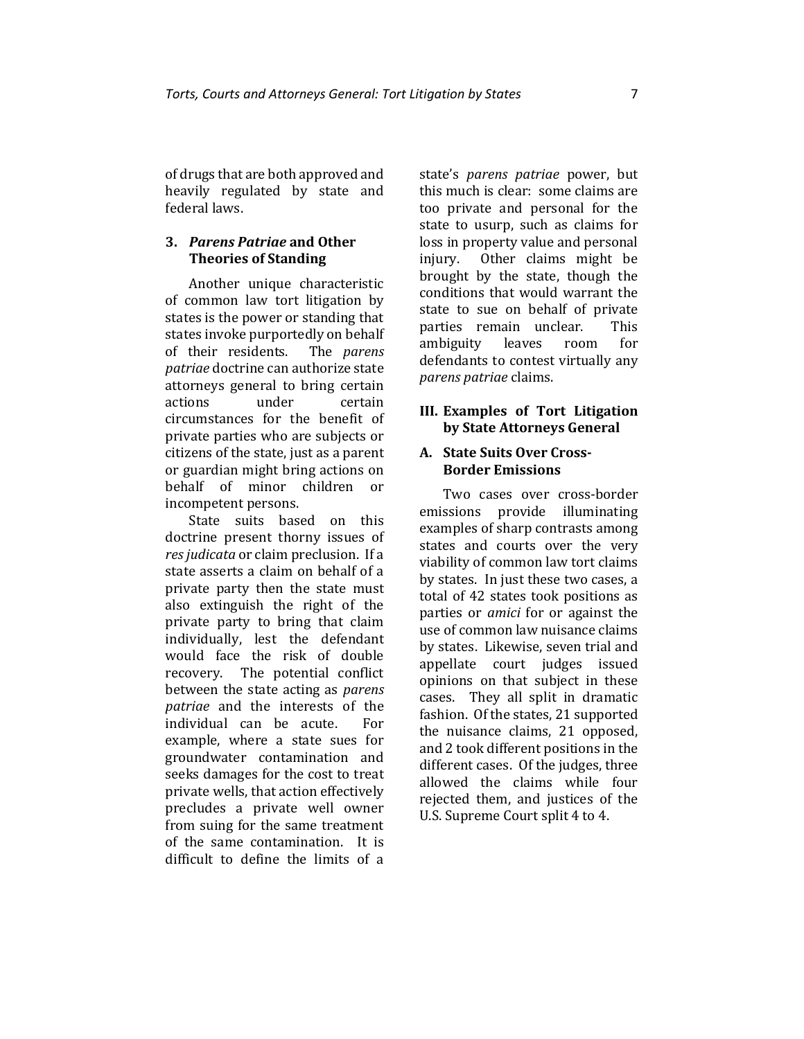of drugs that are both approved and heavily regulated by state and federal laws.

### 3. *Parens Patriae* and Other Theories of Standing

Another unique characteristic of common law tort litigation by states is the power or standing that states invoke purportedly on behalf of their residents. The *parens patriae* doctrine can authorize state attorneys general to bring certain actions under certain circumstances for the benefit of private parties who are subjects or citizens of the state, just as a parent or guardian might bring actions on behalf of minor children or incompetent persons.

State suits based on this doctrine present thorny issues of *res judicata* or claim preclusion. If a state asserts a claim on behalf of a private party then the state must also extinguish the right of the private party to bring that claim individually, lest the defendant would face the risk of double recovery. The potential conflict between the state acting as *parens patriae* and the interests of the individual can be acute. For example, where a state sues for groundwater contamination and seeks damages for the cost to treat private wells, that action effectively precludes a private well owner from suing for the same treatment of the same contamination. It is difficult to define the limits of a state's *parens patriae* power, but this much is clear: some claims are too private and personal for the state to usurp, such as claims for loss in property value and personal injury. Other claims might be brought by the state, though the conditions that would warrant the state to sue on behalf of private parties remain unclear. This ambiguity leaves room for defendants to contest virtually any *parens patriae* claims.

## III. Examples of Tort Litigation by State Attorneys General

### A. State Suits Over Cross-Border Emissions

Two cases over cross-border emissions provide illuminating examples of sharp contrasts among states and courts over the very viability of common law tort claims by states. In just these two cases, a total of 42 states took positions as parties or *amici* for or against the use of common law nuisance claims by states. Likewise, seven trial and appellate court judges issued opinions on that subject in these cases. They all split in dramatic fashion. Of the states, 21 supported the nuisance claims, 21 opposed, and 2 took different positions in the different cases. Of the judges, three allowed the claims while four rejected them, and justices of the U.S. Supreme Court split 4 to 4.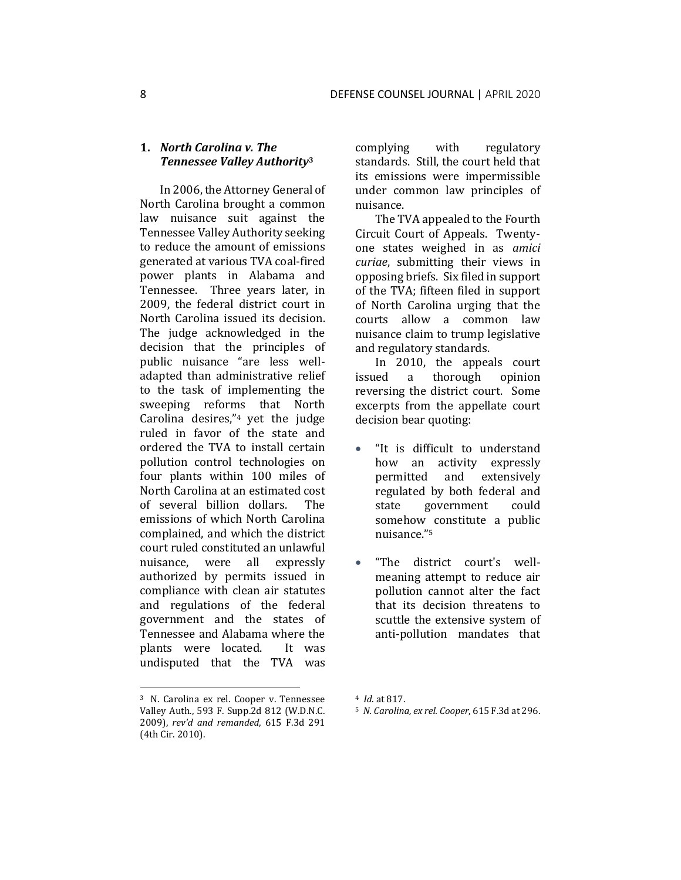### 1. *North Carolina v. The Tennessee Valley Authority*[3]

In 2006, the Attorney General of North Carolina brought a common law nuisance suit against the Tennessee Valley Authority seeking to reduce the amount of emissions generated at various TVA coal-fired power plants in Alabama and Tennessee. Three years later, in 2009, the federal district court in North Carolina issued its decision. The judge acknowledged in the decision that the principles of public nuisance "are less well-adapted than administrative relief to the task of implementing the sweeping reforms that North Carolina desires,"[4] yet the judge ruled in favor of the state and ordered the TVA to install certain pollution control technologies on four plants within 100 miles of North Carolina at an estimated cost of several billion dollars. The emissions of which North Carolina complained, and which the district court ruled constituted an unlawful nuisance, were all expressly authorized by permits issued in compliance with clean air statutes and regulations of the federal government and the states of Tennessee and Alabama where the plants were located. It was undisputed that the TVA was complying with regulatory standards. Still, the court held that its emissions were impermissible under common law principles of nuisance.

The TVA appealed to the Fourth Circuit Court of Appeals. Twenty-one states weighed in as *amici curiae*, submitting their views in opposing briefs. Six filed in support of the TVA; fifteen filed in support of North Carolina urging that the courts allow a common law nuisance claim to trump legislative and regulatory standards.

In 2010, the appeals court issued a thorough opinion reversing the district court. Some excerpts from the appellate court decision bear quoting:

- "It is difficult to understand how an activity expressly permitted and extensively regulated by both federal and state government could somehow constitute a public nuisance."[5]
- "The district court's well-meaning attempt to reduce air pollution cannot alter the fact that its decision threatens to scuttle the extensive system of anti-pollution mandates that

---

[3] N. Carolina ex rel. Cooper v. Tennessee Valley Auth., 593 F. Supp.2d 812 (W.D.N.C. 2009), *rev'd and remanded*, 615 F.3d 291 (4th Cir. 2010).

[4] *Id.* at 817.

[5] *N. Carolina, ex rel. Cooper*, 615 F.3d at 296.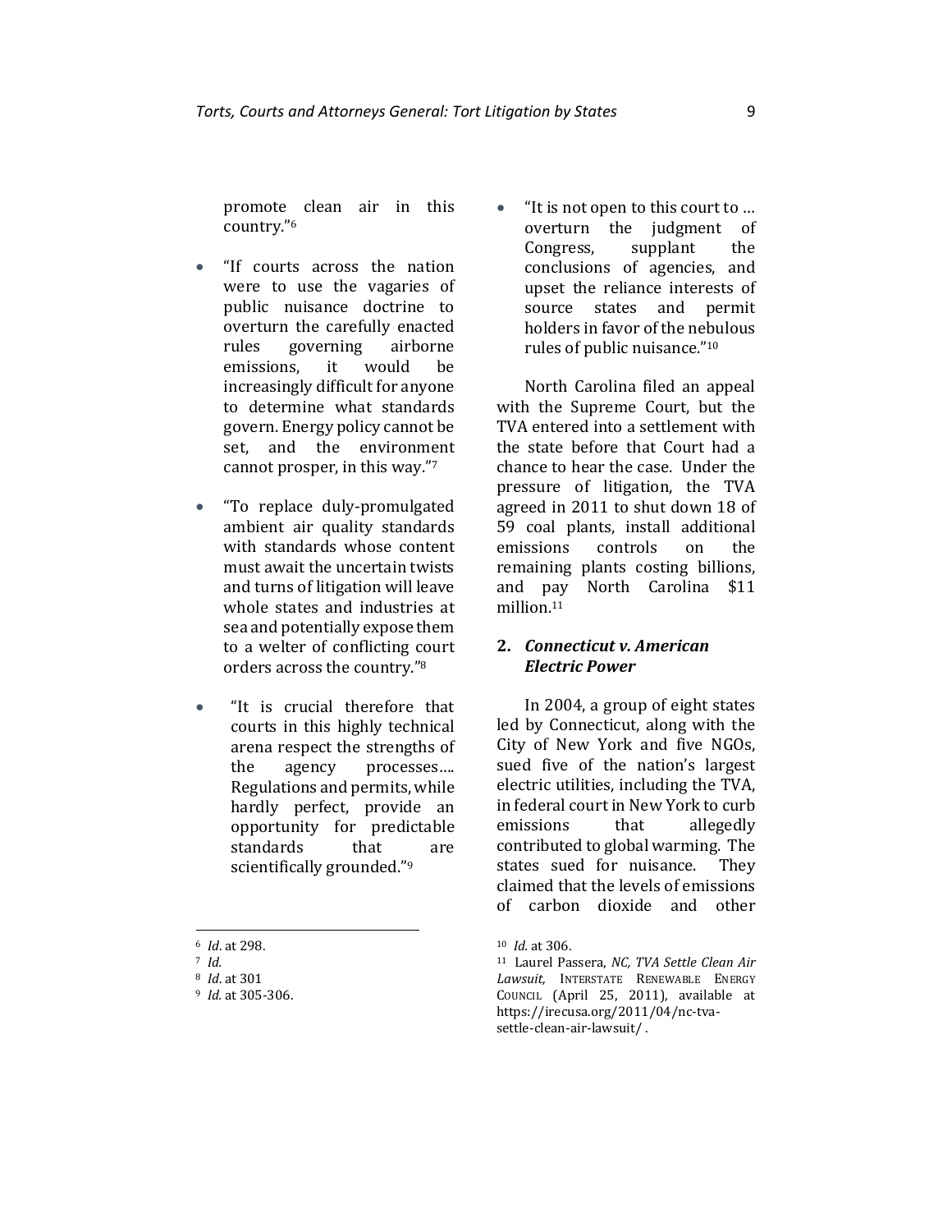promote clean air in this country."[6]

- "If courts across the nation were to use the vagaries of public nuisance doctrine to overturn the carefully enacted rules governing airborne emissions, it would be increasingly difficult for anyone to determine what standards govern. Energy policy cannot be set, and the environment cannot prosper, in this way."[7]

- "To replace duly-promulgated ambient air quality standards with standards whose content must await the uncertain twists and turns of litigation will leave whole states and industries at sea and potentially expose them to a welter of conflicting court orders across the country."[8]

- "It is crucial therefore that courts in this highly technical arena respect the strengths of the agency processes…. Regulations and permits, while hardly perfect, provide an opportunity for predictable standards that are scientifically grounded."[9]

- "It is not open to this court to … overturn the judgment of Congress, supplant the conclusions of agencies, and upset the reliance interests of source states and permit holders in favor of the nebulous rules of public nuisance."[10]

North Carolina filed an appeal with the Supreme Court, but the TVA entered into a settlement with the state before that Court had a chance to hear the case. Under the pressure of litigation, the TVA agreed in 2011 to shut down 18 of 59 coal plants, install additional emissions controls on the remaining plants costing billions, and pay North Carolina $11 million.[11]

## 2. *Connecticut v. American Electric Power*

In 2004, a group of eight states led by Connecticut, along with the City of New York and five NGOs, sued five of the nation's largest electric utilities, including the TVA, in federal court in New York to curb emissions that allegedly contributed to global warming. The states sued for nuisance. They claimed that the levels of emissions of carbon dioxide and other

---

[6] *Id*. at 298.

[7] *Id.*

[8] *Id*. at 301

[9] *Id.* at 305-306.

[10] *Id.* at 306.

[11] Laurel Passera, *NC, TVA Settle Clean Air Lawsuit,* Interstate Renewable Energy Council (April 25, 2011), available at https://irecusa.org/2011/04/nc-tva-settle-clean-air-lawsuit/ .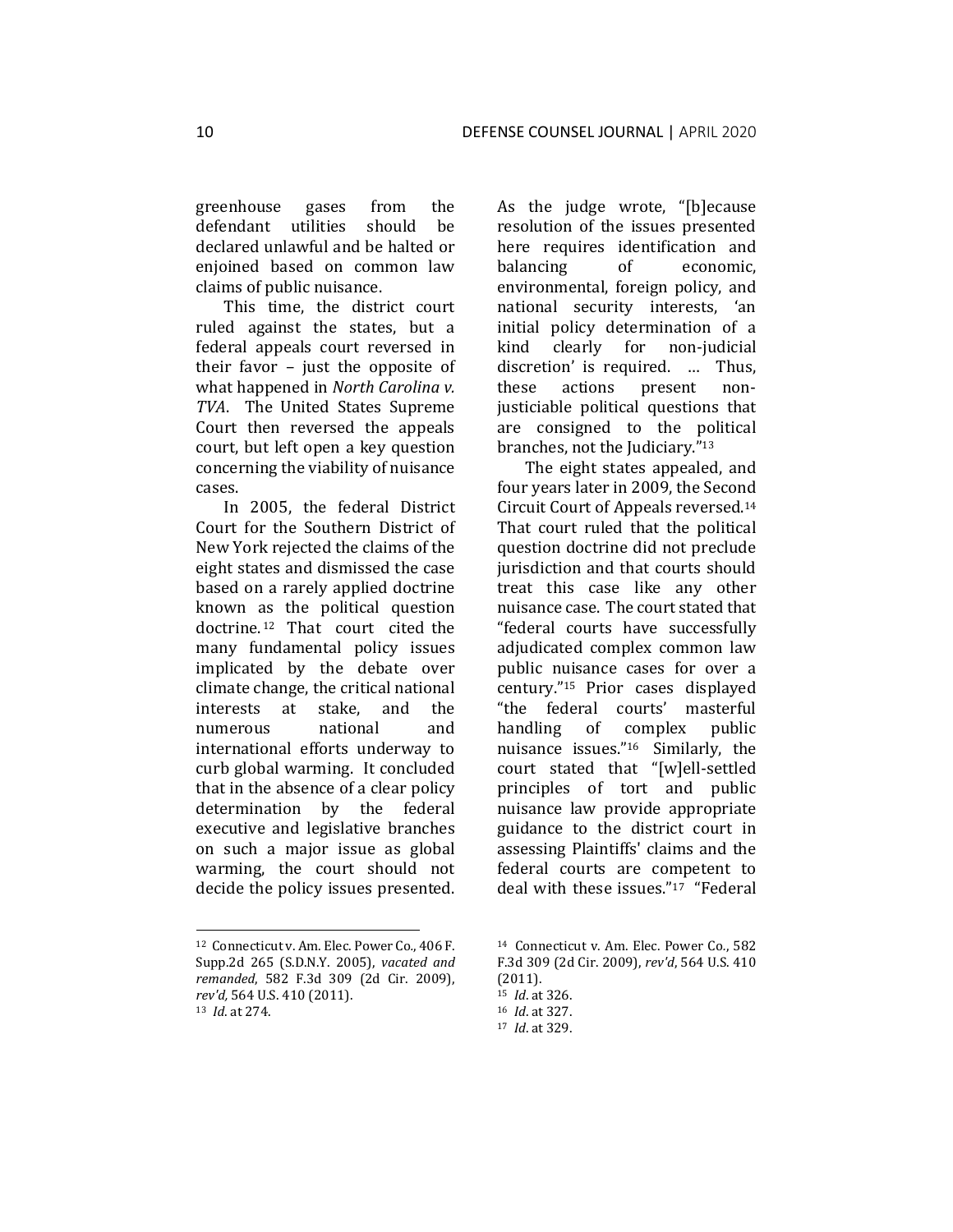greenhouse gases from the defendant utilities should be declared unlawful and be halted or enjoined based on common law claims of public nuisance.

This time, the district court ruled against the states, but a federal appeals court reversed in their favor – just the opposite of what happened in *North Carolina v. TVA*. The United States Supreme Court then reversed the appeals court, but left open a key question concerning the viability of nuisance cases.

In 2005, the federal District Court for the Southern District of New York rejected the claims of the eight states and dismissed the case based on a rarely applied doctrine known as the political question doctrine.[12] That court cited the many fundamental policy issues implicated by the debate over climate change, the critical national interests at stake, and the numerous national and international efforts underway to curb global warming. It concluded that in the absence of a clear policy determination by the federal executive and legislative branches on such a major issue as global warming, the court should not decide the policy issues presented. As the judge wrote, "[b]ecause resolution of the issues presented here requires identification and balancing of economic, environmental, foreign policy, and national security interests, 'an initial policy determination of a kind clearly for non-judicial discretion' is required. … Thus, these actions present non-justiciable political questions that are consigned to the political branches, not the Judiciary."[13]

The eight states appealed, and four years later in 2009, the Second Circuit Court of Appeals reversed.[14] That court ruled that the political question doctrine did not preclude jurisdiction and that courts should treat this case like any other nuisance case. The court stated that "federal courts have successfully adjudicated complex common law public nuisance cases for over a century."[15] Prior cases displayed "the federal courts' masterful handling of complex public nuisance issues."[16] Similarly, the court stated that "[w]ell-settled principles of tort and public nuisance law provide appropriate guidance to the district court in assessing Plaintiffs' claims and the federal courts are competent to deal with these issues."[17] "Federal

---

[12] Connecticut v. Am. Elec. Power Co., 406 F. Supp.2d 265 (S.D.N.Y. 2005), *vacated and remanded*, 582 F.3d 309 (2d Cir. 2009), *rev'd*, 564 U.S. 410 (2011).

[13] *Id.* at 274.

[14] Connecticut v. Am. Elec. Power Co., 582 F.3d 309 (2d Cir. 2009), *rev'd*, 564 U.S. 410 (2011).

[15] *Id.* at 326.

[16] *Id.* at 327.

[17] *Id.* at 329.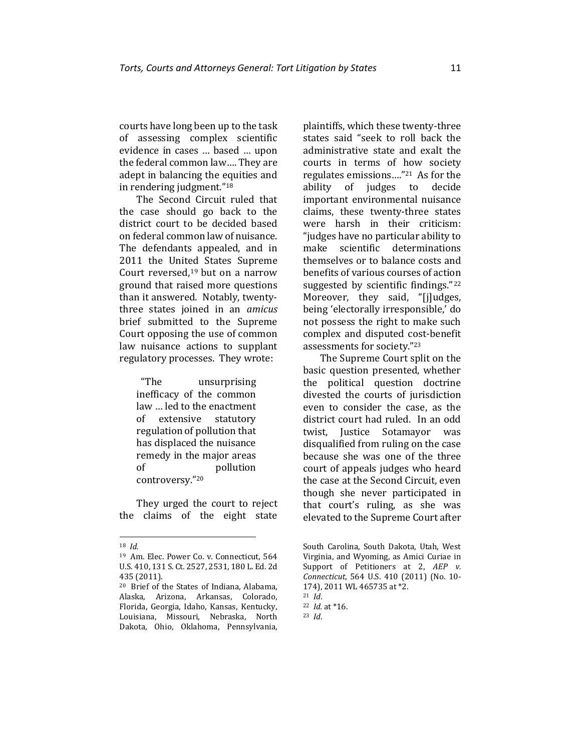courts have long been up to the task of assessing complex scientific evidence in cases … based … upon the federal common law…. They are adept in balancing the equities and in rendering judgment."[18]

The Second Circuit ruled that the case should go back to the district court to be decided based on federal common law of nuisance. The defendants appealed, and in 2011 the United States Supreme Court reversed,[19] but on a narrow ground that raised more questions than it answered. Notably, twenty-three states joined in an *amicus* brief submitted to the Supreme Court opposing the use of common law nuisance actions to supplant regulatory processes. They wrote:

> "The unsurprising inefficacy of the common law … led to the enactment of extensive statutory regulation of pollution that has displaced the nuisance remedy in the major areas of pollution controversy."[20]

They urged the court to reject the claims of the eight state plaintiffs, which these twenty-three states said "seek to roll back the administrative state and exalt the courts in terms of how society regulates emissions…."[21] As for the ability of judges to decide important environmental nuisance claims, these twenty-three states were harsh in their criticism: "judges have no particular ability to make scientific determinations themselves or to balance costs and benefits of various courses of action suggested by scientific findings."[22] Moreover, they said, "[j]udges, being 'electorally irresponsible,' do not possess the right to make such complex and disputed cost-benefit assessments for society."[23]

The Supreme Court split on the basic question presented, whether the political question doctrine divested the courts of jurisdiction even to consider the case, as the district court had ruled. In an odd twist, Justice Sotamayor was disqualified from ruling on the case because she was one of the three court of appeals judges who heard the case at the Second Circuit, even though she never participated in that court's ruling, as she was elevated to the Supreme Court after

---

[18] *Id.*

[19] Am. Elec. Power Co. v. Connecticut, 564 U.S. 410, 131 S. Ct. 2527, 2531, 180 L. Ed. 2d 435 (2011).

[20] Brief of the States of Indiana, Alabama, Alaska, Arizona, Arkansas, Colorado, Florida, Georgia, Idaho, Kansas, Kentucky, Louisiana, Missouri, Nebraska, North Dakota, Ohio, Oklahoma, Pennsylvania, South Carolina, South Dakota, Utah, West Virginia, and Wyoming, as Amici Curiae in Support of Petitioners at 2, *AEP v. Connecticut*, 564 U.S. 410 (2011) (No. 10-174), 2011 WL 465735 at *2.

[21] *Id*.

[22] *Id.* at *16.

[23] *Id*.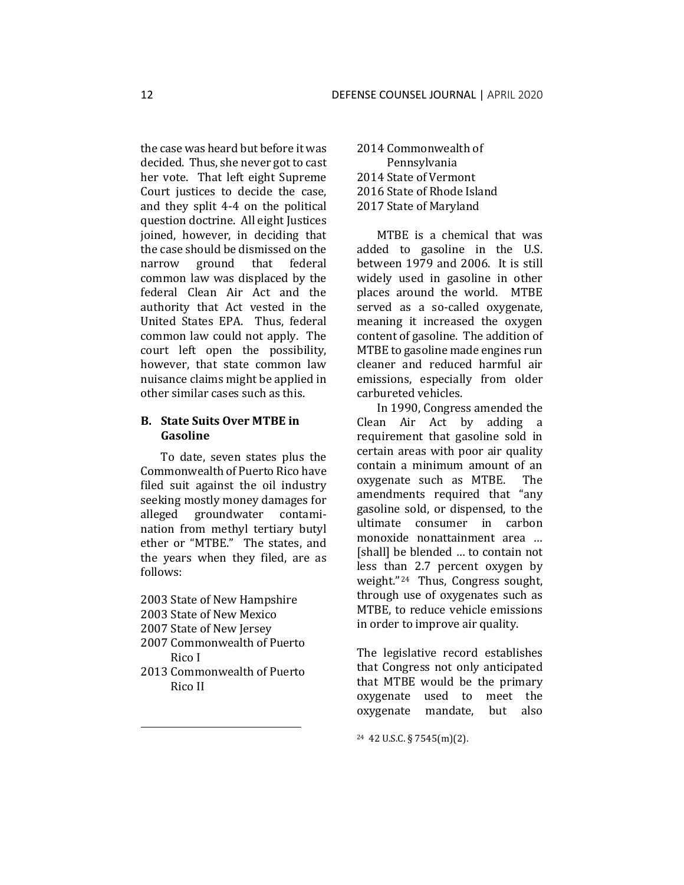the case was heard but before it was decided. Thus, she never got to cast her vote. That left eight Supreme Court justices to decide the case, and they split 4-4 on the political question doctrine. All eight Justices joined, however, in deciding that the case should be dismissed on the narrow ground that federal common law was displaced by the federal Clean Air Act and the authority that Act vested in the United States EPA. Thus, federal common law could not apply. The court left open the possibility, however, that state common law nuisance claims might be applied in other similar cases such as this.

### B. State Suits Over MTBE in Gasoline

To date, seven states plus the Commonwealth of Puerto Rico have filed suit against the oil industry seeking mostly money damages for alleged groundwater contamination from methyl tertiary butyl ether or "MTBE." The states, and the years when they filed, are as follows:

2003 State of New Hampshire
2003 State of New Mexico
2007 State of New Jersey
2007 Commonwealth of Puerto Rico I
2013 Commonwealth of Puerto Rico II
2014 Commonwealth of Pennsylvania
2014 State of Vermont
2016 State of Rhode Island
2017 State of Maryland

MTBE is a chemical that was added to gasoline in the U.S. between 1979 and 2006. It is still widely used in gasoline in other places around the world. MTBE served as a so-called oxygenate, meaning it increased the oxygen content of gasoline. The addition of MTBE to gasoline made engines run cleaner and reduced harmful air emissions, especially from older carbureted vehicles.

In 1990, Congress amended the Clean Air Act by adding a requirement that gasoline sold in certain areas with poor air quality contain a minimum amount of an oxygenate such as MTBE. The amendments required that "any gasoline sold, or dispensed, to the ultimate consumer in carbon monoxide nonattainment area … [shall] be blended … to contain not less than 2.7 percent oxygen by weight."[24] Thus, Congress sought, through use of oxygenates such as MTBE, to reduce vehicle emissions in order to improve air quality.

The legislative record establishes that Congress not only anticipated that MTBE would be the primary oxygenate used to meet the oxygenate mandate, but also

[24] 42 U.S.C. § 7545(m)(2).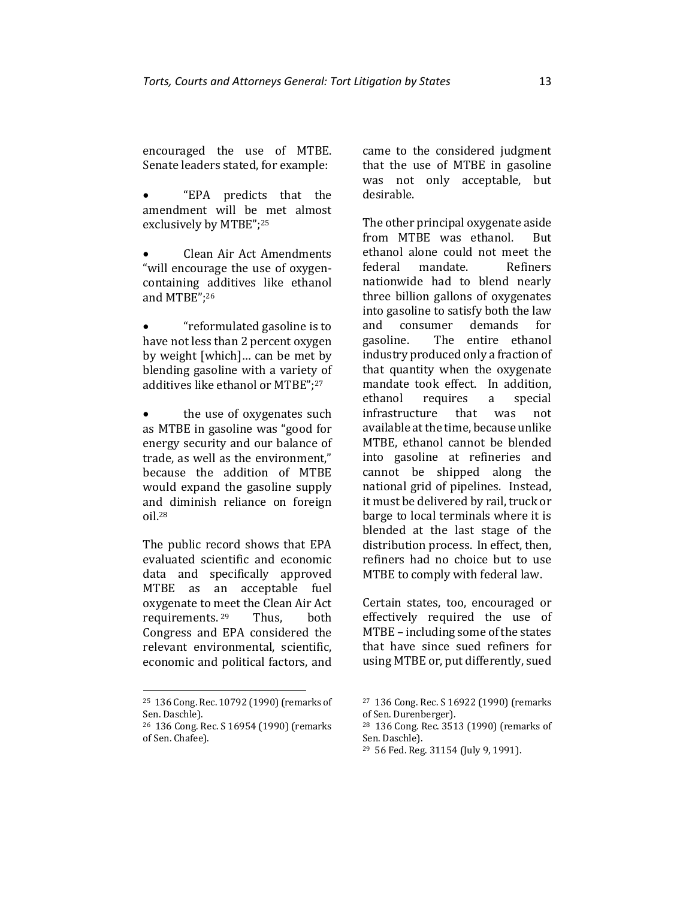encouraged the use of MTBE. Senate leaders stated, for example:

- "EPA predicts that the amendment will be met almost exclusively by MTBE";[25]
- Clean Air Act Amendments "will encourage the use of oxygen-containing additives like ethanol and MTBE";[26]
- "reformulated gasoline is to have not less than 2 percent oxygen by weight [which]… can be met by blending gasoline with a variety of additives like ethanol or MTBE";[27]
- the use of oxygenates such as MTBE in gasoline was "good for energy security and our balance of trade, as well as the environment," because the addition of MTBE would expand the gasoline supply and diminish reliance on foreign oil.[28]

The public record shows that EPA evaluated scientific and economic data and specifically approved MTBE as an acceptable fuel oxygenate to meet the Clean Air Act requirements.[29] Thus, both Congress and EPA considered the relevant environmental, scientific, economic and political factors, and came to the considered judgment that the use of MTBE in gasoline was not only acceptable, but desirable.

The other principal oxygenate aside from MTBE was ethanol. But ethanol alone could not meet the federal mandate. Refiners nationwide had to blend nearly three billion gallons of oxygenates into gasoline to satisfy both the law and consumer demands for gasoline. The entire ethanol industry produced only a fraction of that quantity when the oxygenate mandate took effect. In addition, ethanol requires a special infrastructure that was not available at the time, because unlike MTBE, ethanol cannot be blended into gasoline at refineries and cannot be shipped along the national grid of pipelines. Instead, it must be delivered by rail, truck or barge to local terminals where it is blended at the last stage of the distribution process. In effect, then, refiners had no choice but to use MTBE to comply with federal law.

Certain states, too, encouraged or effectively required the use of MTBE – including some of the states that have since sued refiners for using MTBE or, put differently, sued

---

[25] 136 Cong. Rec. 10792 (1990) (remarks of Sen. Daschle).

[26] 136 Cong. Rec. S 16954 (1990) (remarks of Sen. Chafee).

[27] 136 Cong. Rec. S 16922 (1990) (remarks of Sen. Durenberger).

[28] 136 Cong. Rec. 3513 (1990) (remarks of Sen. Daschle).

[29] 56 Fed. Reg. 31154 (July 9, 1991).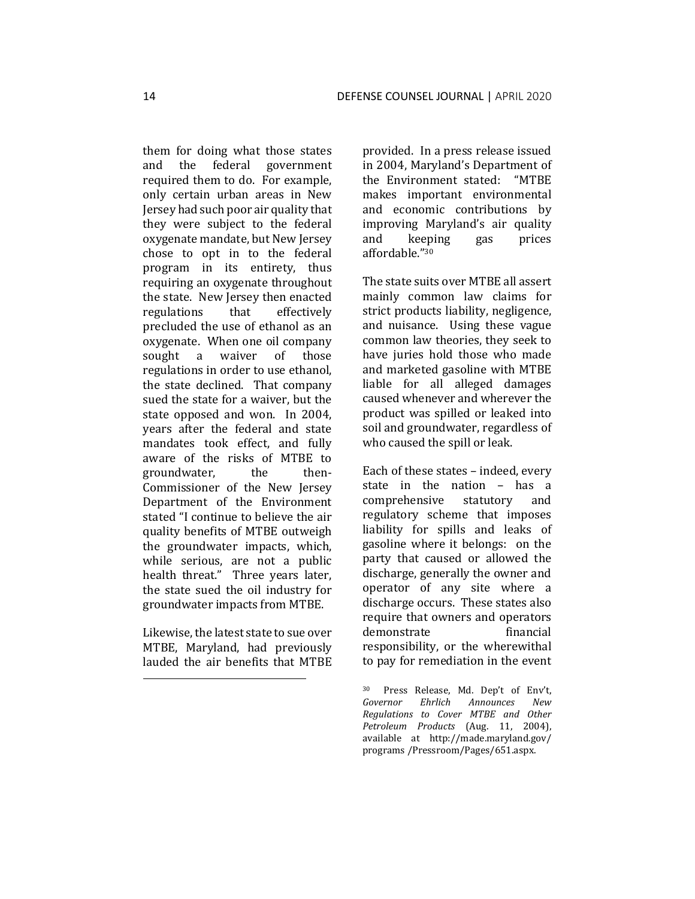them for doing what those states and the federal government required them to do. For example, only certain urban areas in New Jersey had such poor air quality that they were subject to the federal oxygenate mandate, but New Jersey chose to opt in to the federal program in its entirety, thus requiring an oxygenate throughout the state. New Jersey then enacted regulations that effectively precluded the use of ethanol as an oxygenate. When one oil company sought a waiver of those regulations in order to use ethanol, the state declined. That company sued the state for a waiver, but the state opposed and won. In 2004, years after the federal and state mandates took effect, and fully aware of the risks of MTBE to groundwater, the then-Commissioner of the New Jersey Department of the Environment stated "I continue to believe the air quality benefits of MTBE outweigh the groundwater impacts, which, while serious, are not a public health threat." Three years later, the state sued the oil industry for groundwater impacts from MTBE.

Likewise, the latest state to sue over MTBE, Maryland, had previously lauded the air benefits that MTBE provided. In a press release issued in 2004, Maryland's Department of the Environment stated: "MTBE makes important environmental and economic contributions by improving Maryland's air quality and keeping gas prices affordable."[30]

The state suits over MTBE all assert mainly common law claims for strict products liability, negligence, and nuisance. Using these vague common law theories, they seek to have juries hold those who made and marketed gasoline with MTBE liable for all alleged damages caused whenever and wherever the product was spilled or leaked into soil and groundwater, regardless of who caused the spill or leak.

Each of these states – indeed, every state in the nation – has a comprehensive statutory and regulatory scheme that imposes liability for spills and leaks of gasoline where it belongs: on the party that caused or allowed the discharge, generally the owner and operator of any site where a discharge occurs. These states also require that owners and operators demonstrate financial responsibility, or the wherewithal to pay for remediation in the event

[30] Press Release, Md. Dep't of Env't, *Governor Ehrlich Announces New Regulations to Cover MTBE and Other Petroleum Products* (Aug. 11, 2004), available at http://made.maryland.gov/programs /Pressroom/Pages/651.aspx.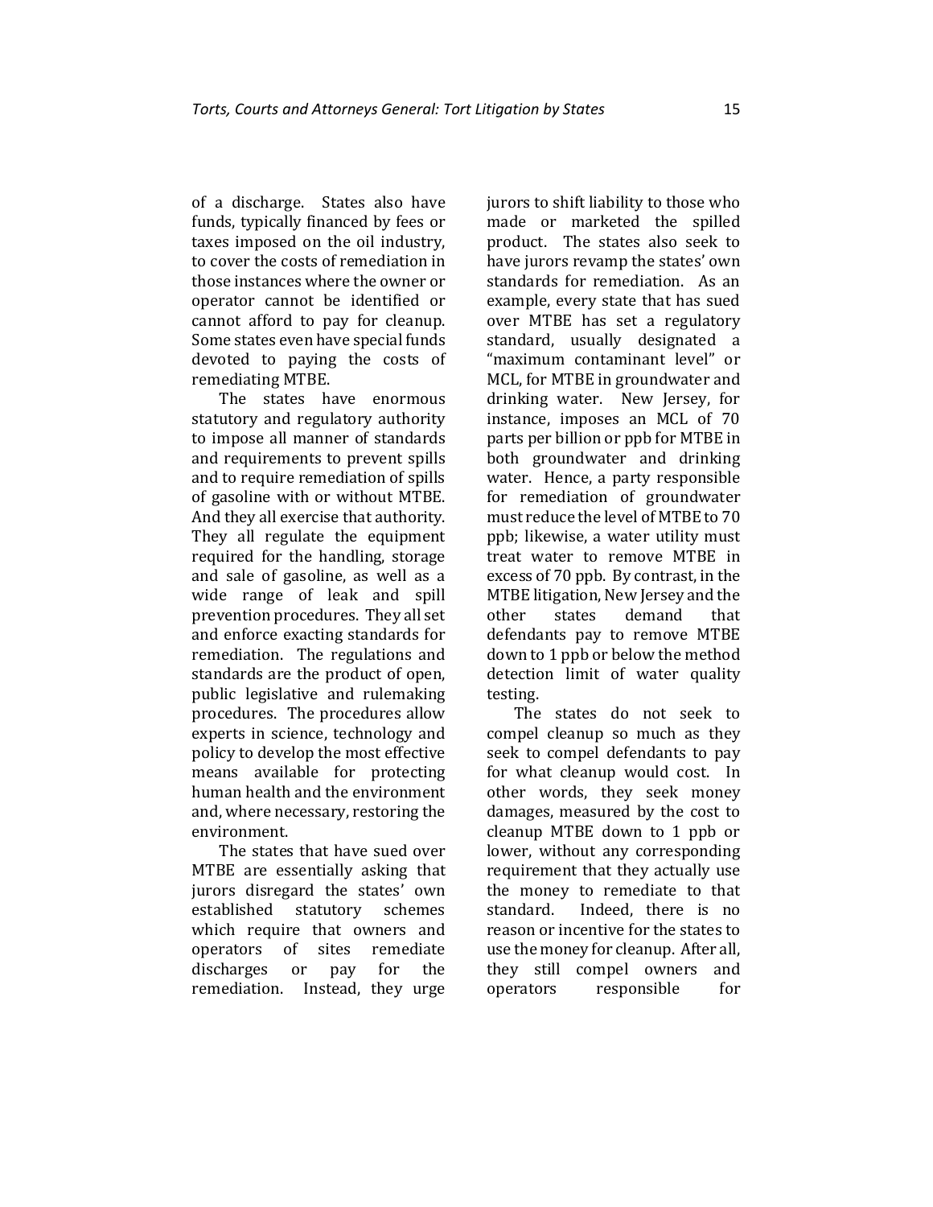of a discharge. States also have funds, typically financed by fees or taxes imposed on the oil industry, to cover the costs of remediation in those instances where the owner or operator cannot be identified or cannot afford to pay for cleanup. Some states even have special funds devoted to paying the costs of remediating MTBE.

The states have enormous statutory and regulatory authority to impose all manner of standards and requirements to prevent spills and to require remediation of spills of gasoline with or without MTBE. And they all exercise that authority. They all regulate the equipment required for the handling, storage and sale of gasoline, as well as a wide range of leak and spill prevention procedures. They all set and enforce exacting standards for remediation. The regulations and standards are the product of open, public legislative and rulemaking procedures. The procedures allow experts in science, technology and policy to develop the most effective means available for protecting human health and the environment and, where necessary, restoring the environment.

The states that have sued over MTBE are essentially asking that jurors disregard the states' own established statutory schemes which require that owners and operators of sites remediate discharges or pay for the remediation. Instead, they urge jurors to shift liability to those who made or marketed the spilled product. The states also seek to have jurors revamp the states' own standards for remediation. As an example, every state that has sued over MTBE has set a regulatory standard, usually designated a "maximum contaminant level" or MCL, for MTBE in groundwater and drinking water. New Jersey, for instance, imposes an MCL of 70 parts per billion or ppb for MTBE in both groundwater and drinking water. Hence, a party responsible for remediation of groundwater must reduce the level of MTBE to 70 ppb; likewise, a water utility must treat water to remove MTBE in excess of 70 ppb. By contrast, in the MTBE litigation, New Jersey and the other states demand that defendants pay to remove MTBE down to 1 ppb or below the method detection limit of water quality testing.

The states do not seek to compel cleanup so much as they seek to compel defendants to pay for what cleanup would cost. In other words, they seek money damages, measured by the cost to cleanup MTBE down to 1 ppb or lower, without any corresponding requirement that they actually use the money to remediate to that standard. Indeed, there is no reason or incentive for the states to use the money for cleanup. After all, they still compel owners and operators responsible for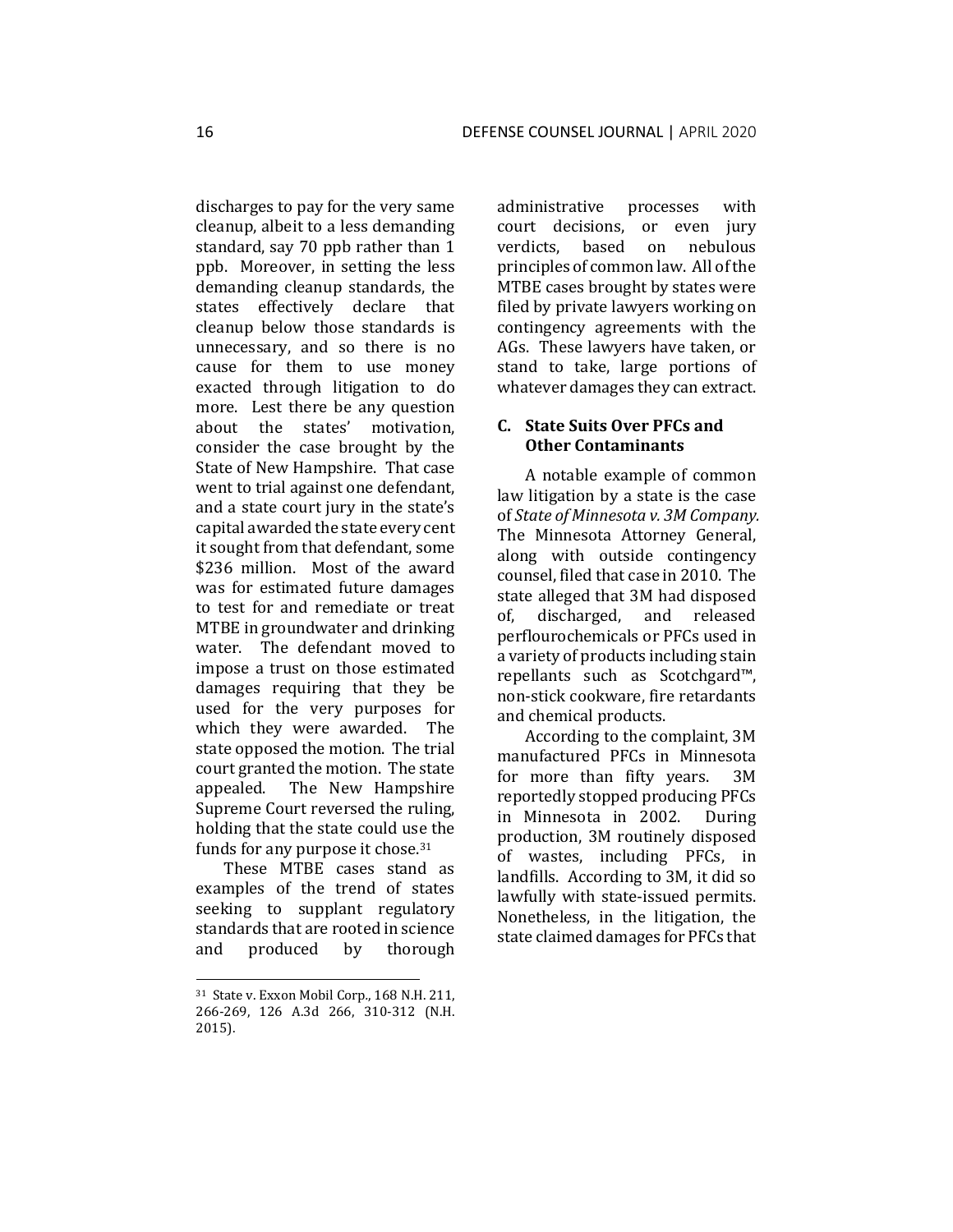discharges to pay for the very same cleanup, albeit to a less demanding standard, say 70 ppb rather than 1 ppb. Moreover, in setting the less demanding cleanup standards, the states effectively declare that cleanup below those standards is unnecessary, and so there is no cause for them to use money exacted through litigation to do more. Lest there be any question about the states' motivation, consider the case brought by the State of New Hampshire. That case went to trial against one defendant, and a state court jury in the state's capital awarded the state every cent it sought from that defendant, some \$236 million. Most of the award was for estimated future damages to test for and remediate or treat MTBE in groundwater and drinking water. The defendant moved to impose a trust on those estimated damages requiring that they be used for the very purposes for which they were awarded. The state opposed the motion. The trial court granted the motion. The state appealed. The New Hampshire Supreme Court reversed the ruling, holding that the state could use the funds for any purpose it chose.[31]

These MTBE cases stand as examples of the trend of states seeking to supplant regulatory standards that are rooted in science and produced by thorough administrative processes with court decisions, or even jury verdicts, based on nebulous principles of common law. All of the MTBE cases brought by states were filed by private lawyers working on contingency agreements with the AGs. These lawyers have taken, or stand to take, large portions of whatever damages they can extract.

### C. State Suits Over PFCs and Other Contaminants

A notable example of common law litigation by a state is the case of *State of Minnesota v. 3M Company*. The Minnesota Attorney General, along with outside contingency counsel, filed that case in 2010. The state alleged that 3M had disposed of, discharged, and released perflourochemicals or PFCs used in a variety of products including stain repellants such as Scotchgard™, non-stick cookware, fire retardants and chemical products.

According to the complaint, 3M manufactured PFCs in Minnesota for more than fifty years. 3M reportedly stopped producing PFCs in Minnesota in 2002. During production, 3M routinely disposed of wastes, including PFCs, in landfills. According to 3M, it did so lawfully with state-issued permits. Nonetheless, in the litigation, the state claimed damages for PFCs that

---

[31] State v. Exxon Mobil Corp., 168 N.H. 211, 266-269, 126 A.3d 266, 310-312 (N.H. 2015).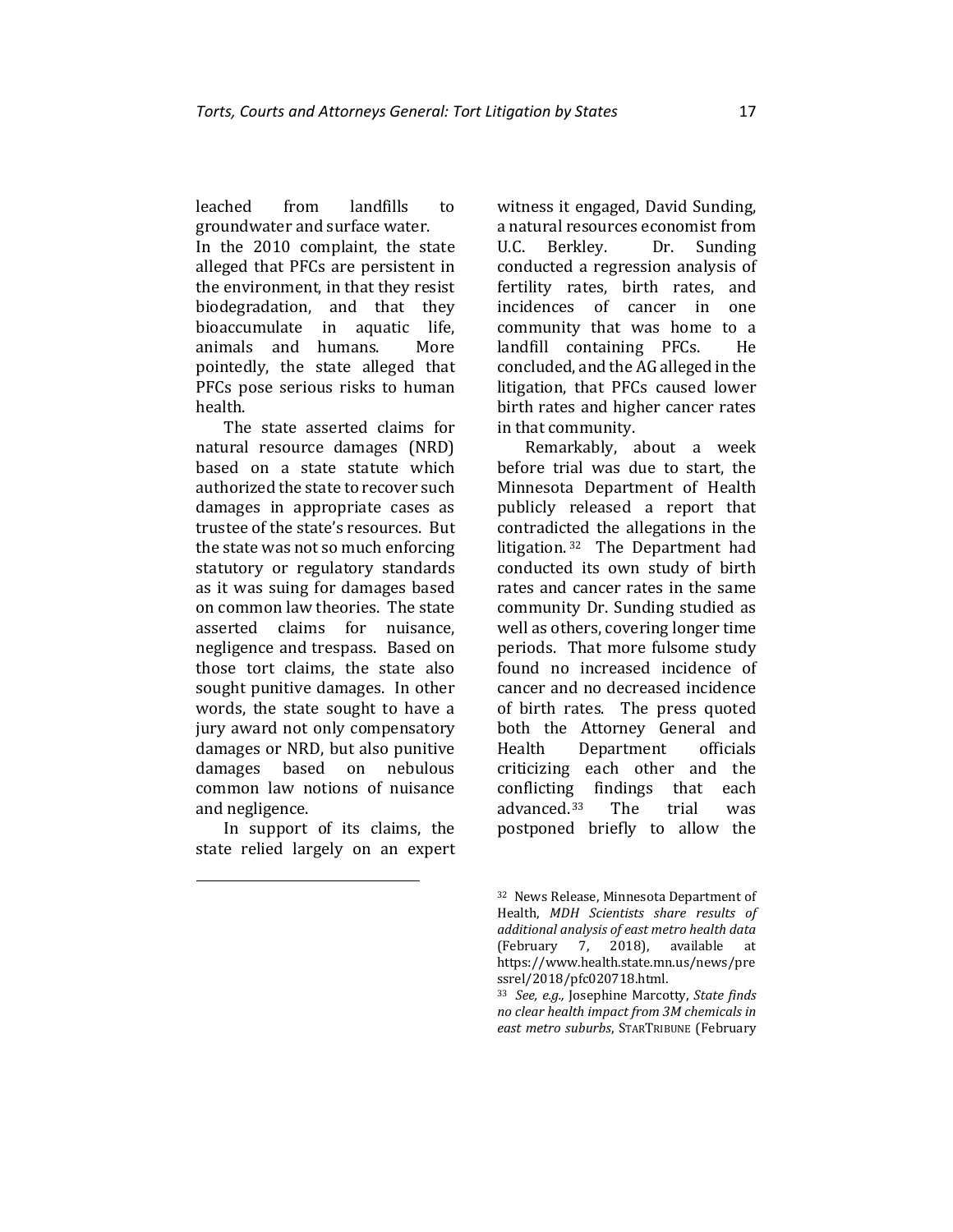leached from landfills to groundwater and surface water.

In the 2010 complaint, the state alleged that PFCs are persistent in the environment, in that they resist biodegradation, and that they bioaccumulate in aquatic life, animals and humans. More pointedly, the state alleged that PFCs pose serious risks to human health.

The state asserted claims for natural resource damages (NRD) based on a state statute which authorized the state to recover such damages in appropriate cases as trustee of the state's resources. But the state was not so much enforcing statutory or regulatory standards as it was suing for damages based on common law theories. The state asserted claims for nuisance, negligence and trespass. Based on those tort claims, the state also sought punitive damages. In other words, the state sought to have a jury award not only compensatory damages or NRD, but also punitive damages based on nebulous common law notions of nuisance and negligence.

In support of its claims, the state relied largely on an expert witness it engaged, David Sunding, a natural resources economist from U.C. Berkley. Dr. Sunding conducted a regression analysis of fertility rates, birth rates, and incidences of cancer in one community that was home to a landfill containing PFCs. He concluded, and the AG alleged in the litigation, that PFCs caused lower birth rates and higher cancer rates in that community.

Remarkably, about a week before trial was due to start, the Minnesota Department of Health publicly released a report that contradicted the allegations in the litigation.[32] The Department had conducted its own study of birth rates and cancer rates in the same community Dr. Sunding studied as well as others, covering longer time periods. That more fulsome study found no increased incidence of cancer and no decreased incidence of birth rates. The press quoted both the Attorney General and Health Department officials criticizing each other and the conflicting findings that each advanced.[33] The trial was postponed briefly to allow the

---

[32] News Release, Minnesota Department of Health, *MDH Scientists share results of additional analysis of east metro health data* (February 7, 2018), available at https://www.health.state.mn.us/news/pressrel/2018/pfc020718.html.

[33] *See, e.g.*, Josephine Marcotty, *State finds no clear health impact from 3M chemicals in east metro suburbs*, STARTRIBUNE (February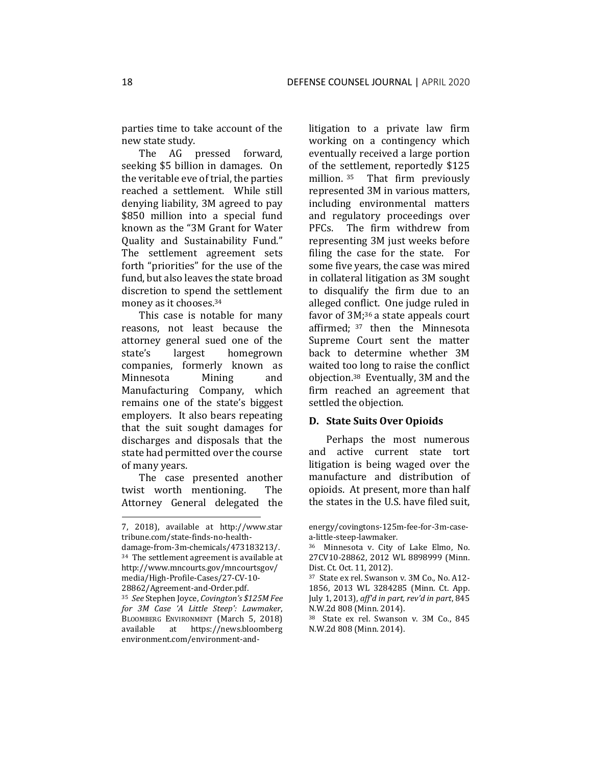parties time to take account of the new state study.

The AG pressed forward, seeking $5 billion in damages. On the veritable eve of trial, the parties reached a settlement. While still denying liability, 3M agreed to pay $850 million into a special fund known as the "3M Grant for Water Quality and Sustainability Fund." The settlement agreement sets forth "priorities" for the use of the fund, but also leaves the state broad discretion to spend the settlement money as it chooses.[34]

This case is notable for many reasons, not least because the attorney general sued one of the state's largest homegrown companies, formerly known as Minnesota Mining and Manufacturing Company, which remains one of the state's biggest employers. It also bears repeating that the suit sought damages for discharges and disposals that the state had permitted over the course of many years.

The case presented another twist worth mentioning. The Attorney General delegated the litigation to a private law firm working on a contingency which eventually received a large portion of the settlement, reportedly $125 million.[35] That firm previously represented 3M in various matters, including environmental matters and regulatory proceedings over PFCs. The firm withdrew from representing 3M just weeks before filing the case for the state. For some five years, the case was mired in collateral litigation as 3M sought to disqualify the firm due to an alleged conflict. One judge ruled in favor of 3M;[36] a state appeals court affirmed;[37] then the Minnesota Supreme Court sent the matter back to determine whether 3M waited too long to raise the conflict objection.[38] Eventually, 3M and the firm reached an agreement that settled the objection.

### D. State Suits Over Opioids

Perhaps the most numerous and active current state tort litigation is being waged over the manufacture and distribution of opioids. At present, more than half the states in the U.S. have filed suit,

---

7, 2018), available at http://www.startribune.com/state-finds-no-health-damage-from-3m-chemicals/473183213/.

[34] The settlement agreement is available at http://www.mncourts.gov/mncourtsgov/media/High-Profile-Cases/27-CV-10-28862/Agreement-and-Order.pdf.

[35] *See* Stephen Joyce, *Covington's $125M Fee for 3M Case 'A Little Steep': Lawmaker*, BLOOMBERG ENVIRONMENT (March 5, 2018) available at https://news.bloombergenvironment.com/environment-and-energy/covingtons-125m-fee-for-3m-case-a-little-steep-lawmaker.

[36] Minnesota v. City of Lake Elmo, No. 27CV10-28862, 2012 WL 8898999 (Minn. Dist. Ct. Oct. 11, 2012).

[37] State ex rel. Swanson v. 3M Co., No. A12-1856, 2013 WL 3284285 (Minn. Ct. App. July 1, 2013), *aff'd in part, rev'd in part*, 845 N.W.2d 808 (Minn. 2014).

[38] State ex rel. Swanson v. 3M Co., 845 N.W.2d 808 (Minn. 2014).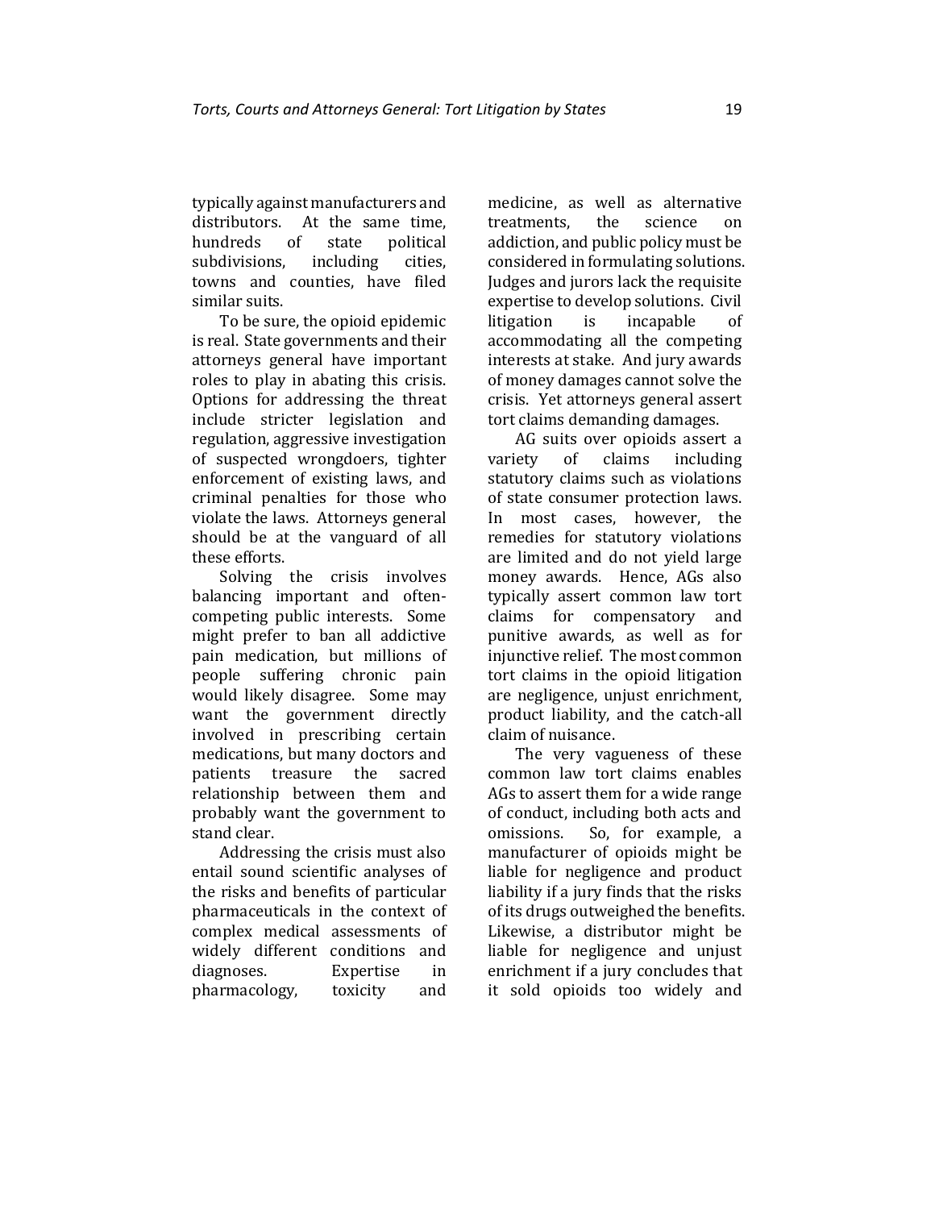typically against manufacturers and distributors. At the same time, hundreds of state political subdivisions, including cities, towns and counties, have filed similar suits.

To be sure, the opioid epidemic is real. State governments and their attorneys general have important roles to play in abating this crisis. Options for addressing the threat include stricter legislation and regulation, aggressive investigation of suspected wrongdoers, tighter enforcement of existing laws, and criminal penalties for those who violate the laws. Attorneys general should be at the vanguard of all these efforts.

Solving the crisis involves balancing important and often-competing public interests. Some might prefer to ban all addictive pain medication, but millions of people suffering chronic pain would likely disagree. Some may want the government directly involved in prescribing certain medications, but many doctors and patients treasure the sacred relationship between them and probably want the government to stand clear.

Addressing the crisis must also entail sound scientific analyses of the risks and benefits of particular pharmaceuticals in the context of complex medical assessments of widely different conditions and diagnoses. Expertise in pharmacology, toxicity and medicine, as well as alternative treatments, the science on addiction, and public policy must be considered in formulating solutions. Judges and jurors lack the requisite expertise to develop solutions. Civil litigation is incapable of accommodating all the competing interests at stake. And jury awards of money damages cannot solve the crisis. Yet attorneys general assert tort claims demanding damages.

AG suits over opioids assert a variety of claims including statutory claims such as violations of state consumer protection laws. In most cases, however, the remedies for statutory violations are limited and do not yield large money awards. Hence, AGs also typically assert common law tort claims for compensatory and punitive awards, as well as for injunctive relief. The most common tort claims in the opioid litigation are negligence, unjust enrichment, product liability, and the catch-all claim of nuisance.

The very vagueness of these common law tort claims enables AGs to assert them for a wide range of conduct, including both acts and omissions. So, for example, a manufacturer of opioids might be liable for negligence and product liability if a jury finds that the risks of its drugs outweighed the benefits. Likewise, a distributor might be liable for negligence and unjust enrichment if a jury concludes that it sold opioids too widely and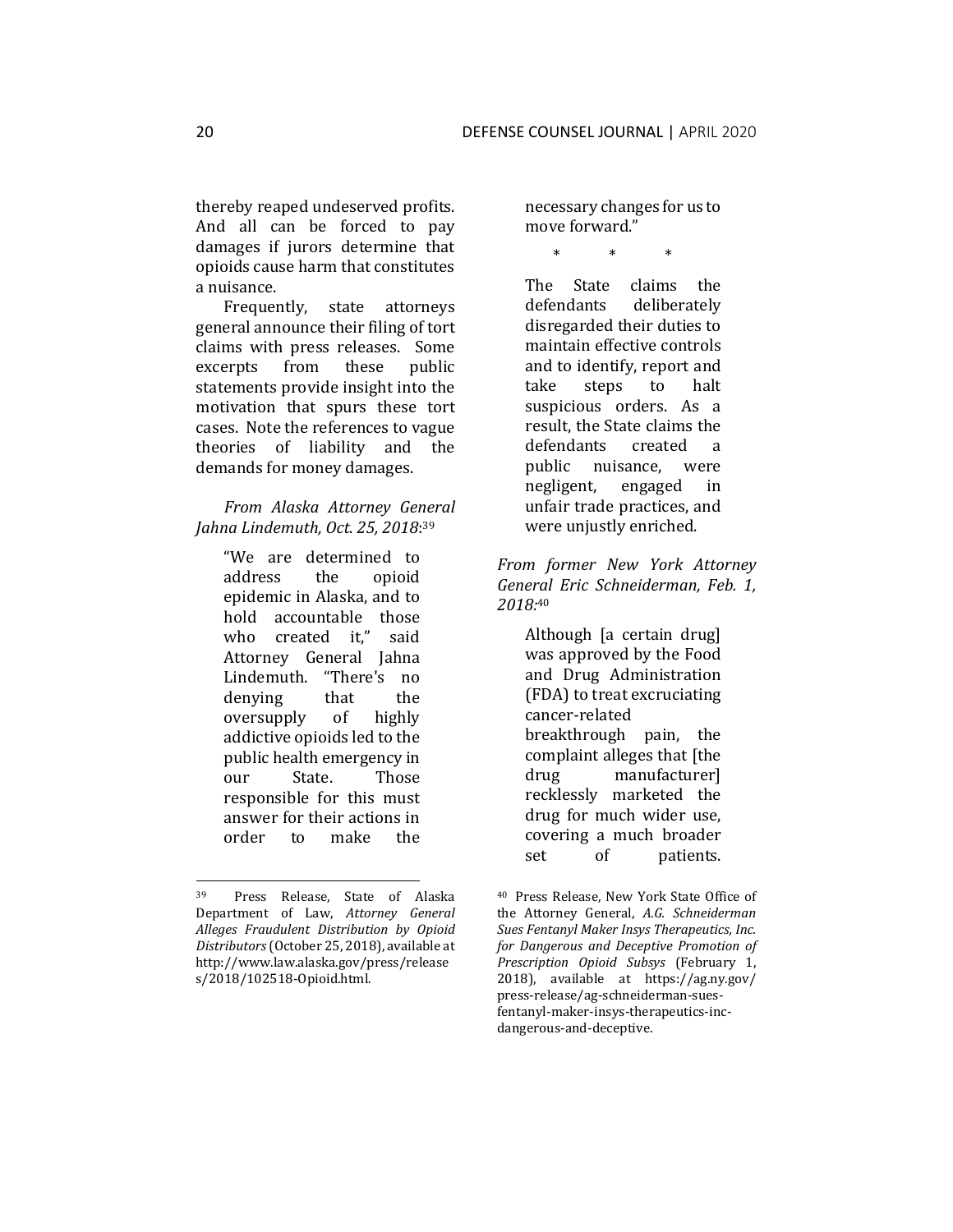thereby reaped undeserved profits. And all can be forced to pay damages if jurors determine that opioids cause harm that constitutes a nuisance.

Frequently, state attorneys general announce their filing of tort claims with press releases. Some excerpts from these public statements provide insight into the motivation that spurs these tort cases. Note the references to vague theories of liability and the demands for money damages.

*From Alaska Attorney General Jahna Lindemuth, Oct. 25, 2018*:[39]

> "We are determined to address the opioid epidemic in Alaska, and to hold accountable those who created it," said Attorney General Jahna Lindemuth. "There's no denying that the oversupply of highly addictive opioids led to the public health emergency in our State. Those responsible for this must answer for their actions in order to make the necessary changes for us to move forward."
>
> \*  \*  \*
>
> The State claims the defendants deliberately disregarded their duties to maintain effective controls and to identify, report and take steps to halt suspicious orders. As a result, the State claims the defendants created a public nuisance, were negligent, engaged in unfair trade practices, and were unjustly enriched.

*From former New York Attorney General Eric Schneiderman, Feb. 1, 2018*:[40]

> Although [a certain drug] was approved by the Food and Drug Administration (FDA) to treat excruciating cancer-related breakthrough pain, the complaint alleges that [the drug manufacturer] recklessly marketed the drug for much wider use, covering a much broader set of patients.

---

[39] Press Release, State of Alaska Department of Law, *Attorney General Alleges Fraudulent Distribution by Opioid Distributors* (October 25, 2018), available at http://www.law.alaska.gov/press/releases/2018/102518-Opioid.html.

[40] Press Release, New York State Office of the Attorney General, *A.G. Schneiderman Sues Fentanyl Maker Insys Therapeutics, Inc. for Dangerous and Deceptive Promotion of Prescription Opioid Subsys* (February 1, 2018), available at https://ag.ny.gov/press-release/ag-schneiderman-sues-fentanyl-maker-insys-therapeutics-inc-dangerous-and-deceptive.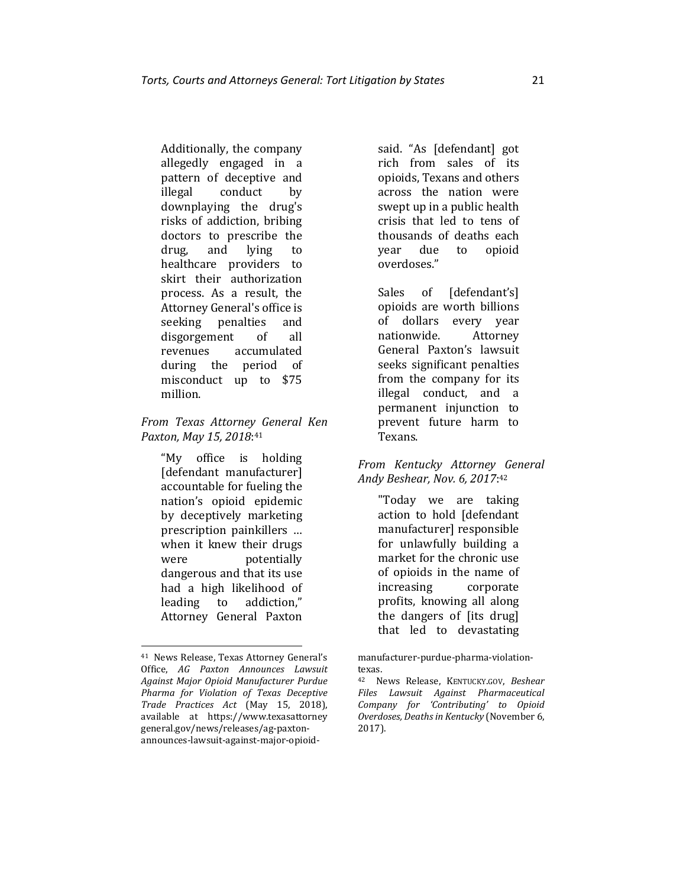> Additionally, the company allegedly engaged in a pattern of deceptive and illegal conduct by downplaying the drug's risks of addiction, bribing doctors to prescribe the drug, and lying to healthcare providers to skirt their authorization process. As a result, the Attorney General's office is seeking penalties and disgorgement of all revenues accumulated during the period of misconduct up to $75 million.

*From Texas Attorney General Ken Paxton, May 15, 2018*:[41]

> "My office is holding [defendant manufacturer] accountable for fueling the nation's opioid epidemic by deceptively marketing prescription painkillers … when it knew their drugs were potentially dangerous and that its use had a high likelihood of leading to addiction," Attorney General Paxton said. "As [defendant] got rich from sales of its opioids, Texans and others across the nation were swept up in a public health crisis that led to tens of thousands of deaths each year due to opioid overdoses."
>
> Sales of [defendant's] opioids are worth billions of dollars every year nationwide. Attorney General Paxton's lawsuit seeks significant penalties from the company for its illegal conduct, and a permanent injunction to prevent future harm to Texans.

*From Kentucky Attorney General Andy Beshear, Nov. 6, 2017*:[42]

> "Today we are taking action to hold [defendant manufacturer] responsible for unlawfully building a market for the chronic use of opioids in the name of increasing corporate profits, knowing all along the dangers of [its drug] that led to devastating

---

[41] News Release, Texas Attorney General's Office, *AG Paxton Announces Lawsuit Against Major Opioid Manufacturer Purdue Pharma for Violation of Texas Deceptive Trade Practices Act* (May 15, 2018), available at https://www.texasattorneygeneral.gov/news/releases/ag-paxton-announces-lawsuit-against-major-opioid-manufacturer-purdue-pharma-violation-texas.

[42] News Release, KENTUCKY.GOV, *Beshear Files Lawsuit Against Pharmaceutical Company for 'Contributing' to Opioid Overdoses, Deaths in Kentucky* (November 6, 2017).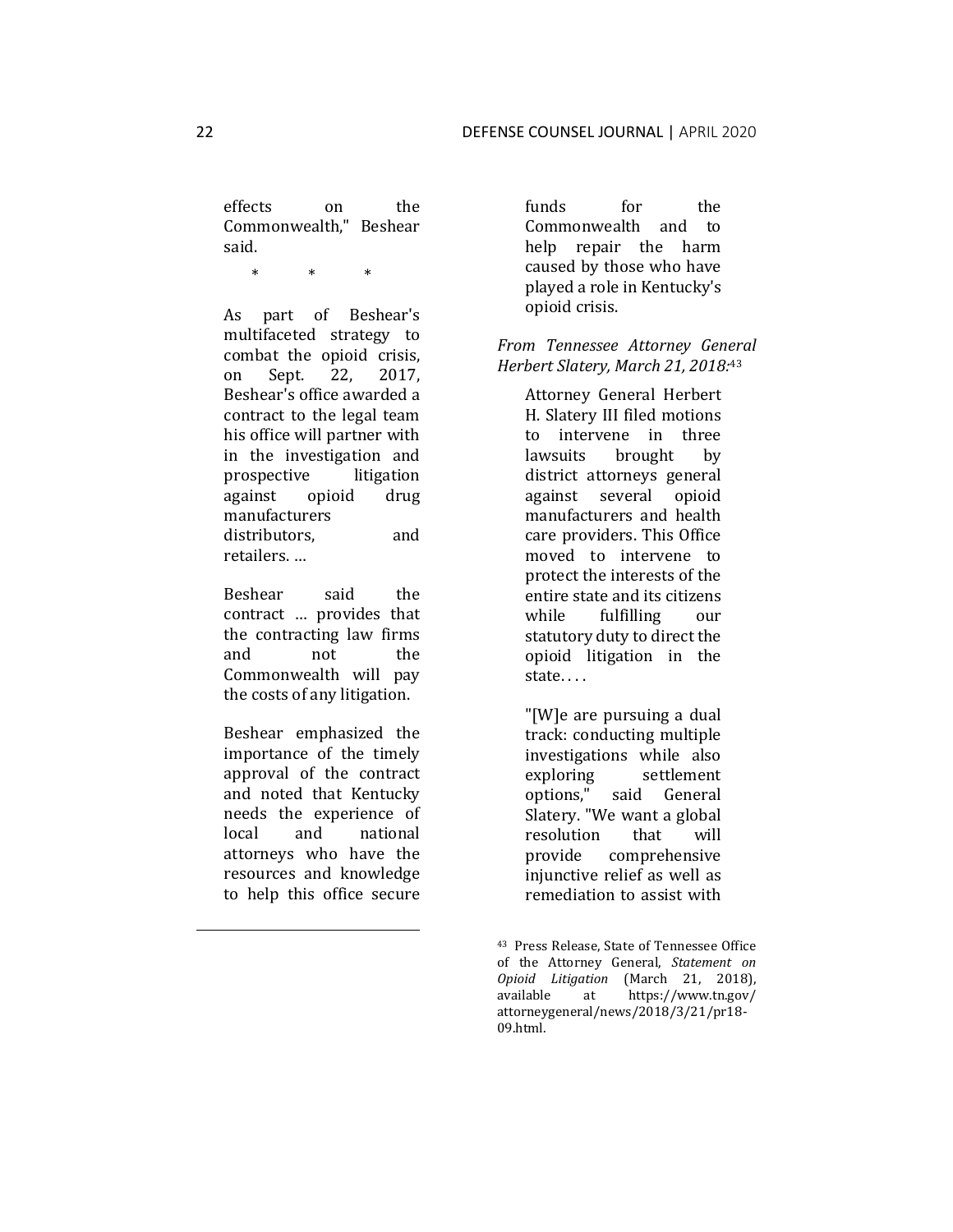> effects on the Commonwealth," Beshear said.
>
> \* \* \*
>
> As part of Beshear's multifaceted strategy to combat the opioid crisis, on Sept. 22, 2017, Beshear's office awarded a contract to the legal team his office will partner with in the investigation and prospective litigation against opioid drug manufacturers distributors, and retailers. …
>
> Beshear said the contract … provides that the contracting law firms and not the Commonwealth will pay the costs of any litigation.
>
> Beshear emphasized the importance of the timely approval of the contract and noted that Kentucky needs the experience of local and national attorneys who have the resources and knowledge to help this office secure funds for the Commonwealth and to help repair the harm caused by those who have played a role in Kentucky's opioid crisis.

*From Tennessee Attorney General Herbert Slatery, March 21, 2018:*[43]

> Attorney General Herbert H. Slatery III filed motions to intervene in three lawsuits brought by district attorneys general against several opioid manufacturers and health care providers. This Office moved to intervene to protect the interests of the entire state and its citizens while fulfilling our statutory duty to direct the opioid litigation in the state. . . .
>
> "[W]e are pursuing a dual track: conducting multiple investigations while also exploring settlement options," said General Slatery. "We want a global resolution that will provide comprehensive injunctive relief as well as remediation to assist with

[43] Press Release, State of Tennessee Office of the Attorney General, *Statement on Opioid Litigation* (March 21, 2018), available at https://www.tn.gov/attorneygeneral/news/2018/3/21/pr18-09.html.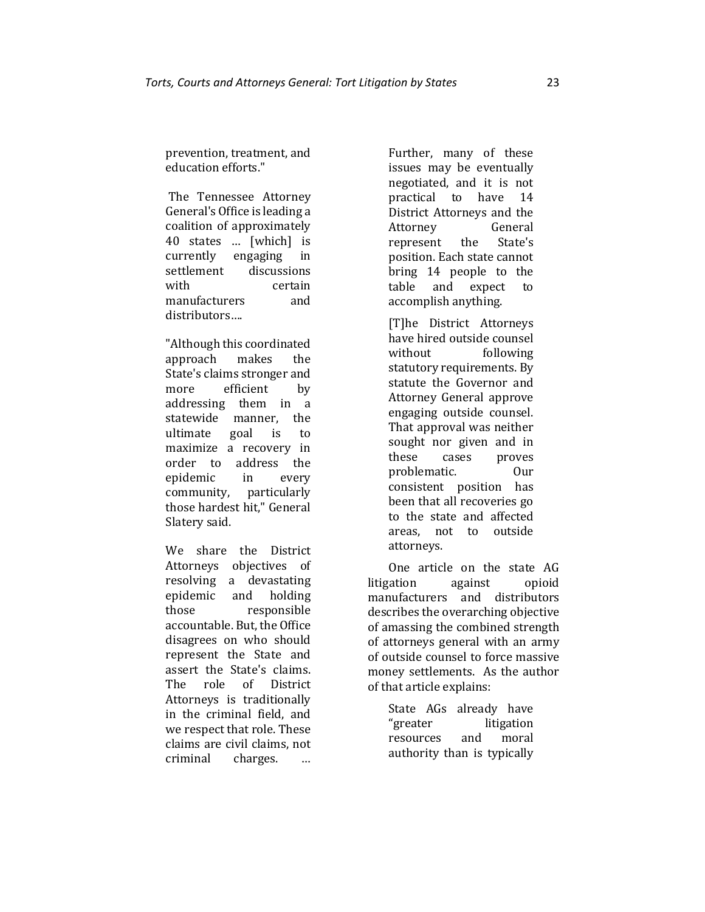> prevention, treatment, and education efforts."
>
> The Tennessee Attorney General's Office is leading a coalition of approximately 40 states … [which] is currently engaging in settlement discussions with certain manufacturers and distributors….
>
> "Although this coordinated approach makes the State's claims stronger and more efficient by addressing them in a statewide manner, the ultimate goal is to maximize a recovery in order to address the epidemic in every community, particularly those hardest hit," General Slatery said.
>
> We share the District Attorneys objectives of resolving a devastating epidemic and holding those responsible accountable. But, the Office disagrees on who should represent the State and assert the State's claims. The role of District Attorneys is traditionally in the criminal field, and we respect that role. These claims are civil claims, not criminal charges. … Further, many of these issues may be eventually negotiated, and it is not practical to have 14 District Attorneys and the Attorney General represent the State's position. Each state cannot bring 14 people to the table and expect to accomplish anything.
>
> [T]he District Attorneys have hired outside counsel without following statutory requirements. By statute the Governor and Attorney General approve engaging outside counsel. That approval was neither sought nor given and in these cases proves problematic. Our consistent position has been that all recoveries go to the state and affected areas, not to outside attorneys.

One article on the state AG litigation against opioid manufacturers and distributors describes the overarching objective of amassing the combined strength of attorneys general with an army of outside counsel to force massive money settlements. As the author of that article explains:

> State AGs already have "greater litigation resources and moral authority than is typically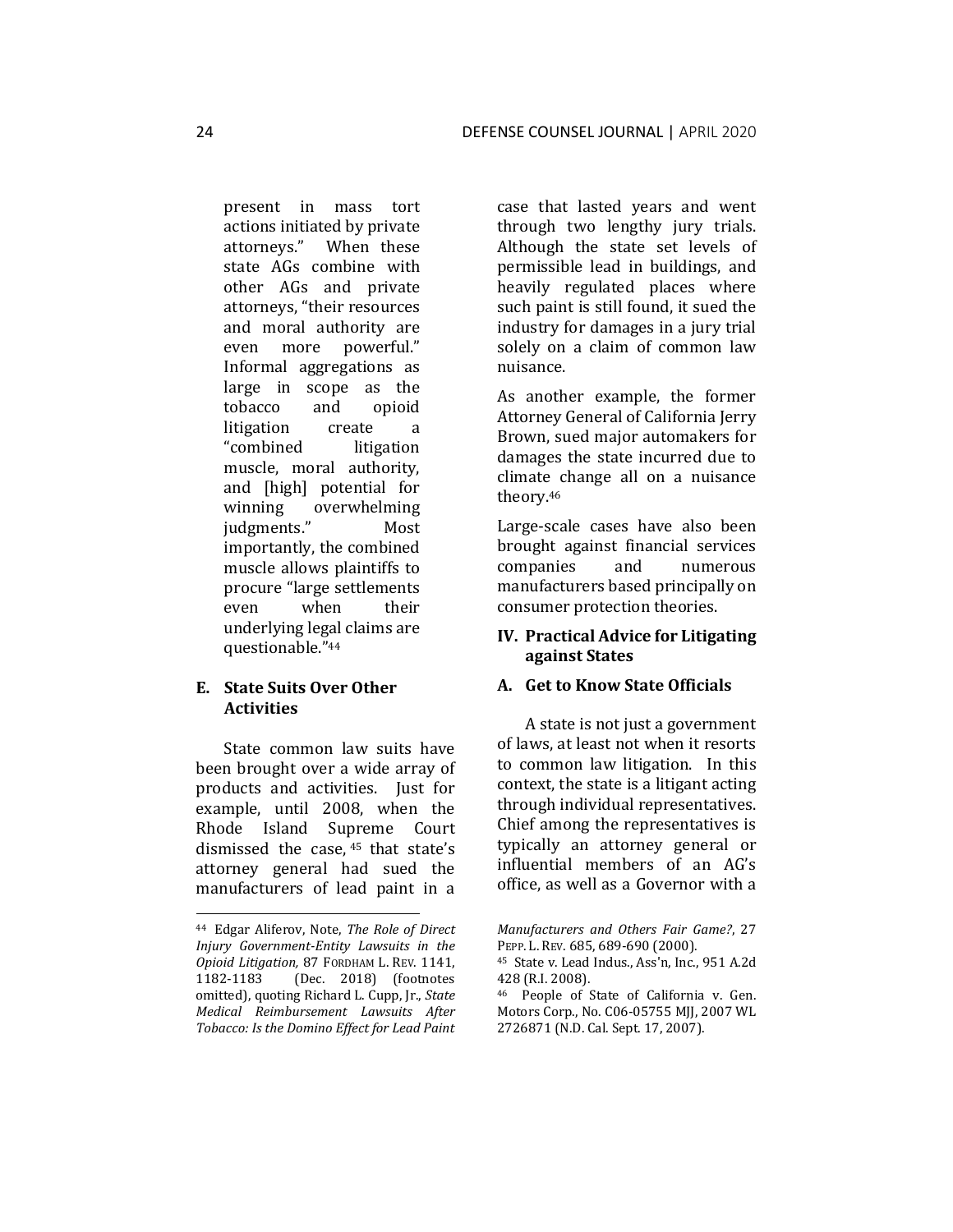present in mass tort actions initiated by private attorneys." When these state AGs combine with other AGs and private attorneys, "their resources and moral authority are even more powerful." Informal aggregations as large in scope as the tobacco and opioid litigation create a "combined litigation muscle, moral authority, and [high] potential for winning overwhelming judgments." Most importantly, the combined muscle allows plaintiffs to procure "large settlements even when their underlying legal claims are questionable."[44]

### E. State Suits Over Other Activities

State common law suits have been brought over a wide array of products and activities. Just for example, until 2008, when the Rhode Island Supreme Court dismissed the case,[45] that state's attorney general had sued the manufacturers of lead paint in a case that lasted years and went through two lengthy jury trials. Although the state set levels of permissible lead in buildings, and heavily regulated places where such paint is still found, it sued the industry for damages in a jury trial solely on a claim of common law nuisance.

As another example, the former Attorney General of California Jerry Brown, sued major automakers for damages the state incurred due to climate change all on a nuisance theory.[46]

Large-scale cases have also been brought against financial services companies and numerous manufacturers based principally on consumer protection theories.

## IV. Practical Advice for Litigating against States

### A. Get to Know State Officials

A state is not just a government of laws, at least not when it resorts to common law litigation. In this context, the state is a litigant acting through individual representatives. Chief among the representatives is typically an attorney general or influential members of an AG's office, as well as a Governor with a

---

[44] Edgar Aliferov, Note, *The Role of Direct Injury Government-Entity Lawsuits in the Opioid Litigation,* 87 FORDHAM L. REV. 1141, 1182-1183 (Dec. 2018) (footnotes omitted), quoting Richard L. Cupp, Jr., *State Medical Reimbursement Lawsuits After Tobacco: Is the Domino Effect for Lead Paint Manufacturers and Others Fair Game?*, 27 PEPP. L. REV. 685, 689-690 (2000).

[45] State v. Lead Indus., Ass'n, Inc., 951 A.2d 428 (R.I. 2008).

[46] People of State of California v. Gen. Motors Corp., No. C06-05755 MJJ, 2007 WL 2726871 (N.D. Cal. Sept. 17, 2007).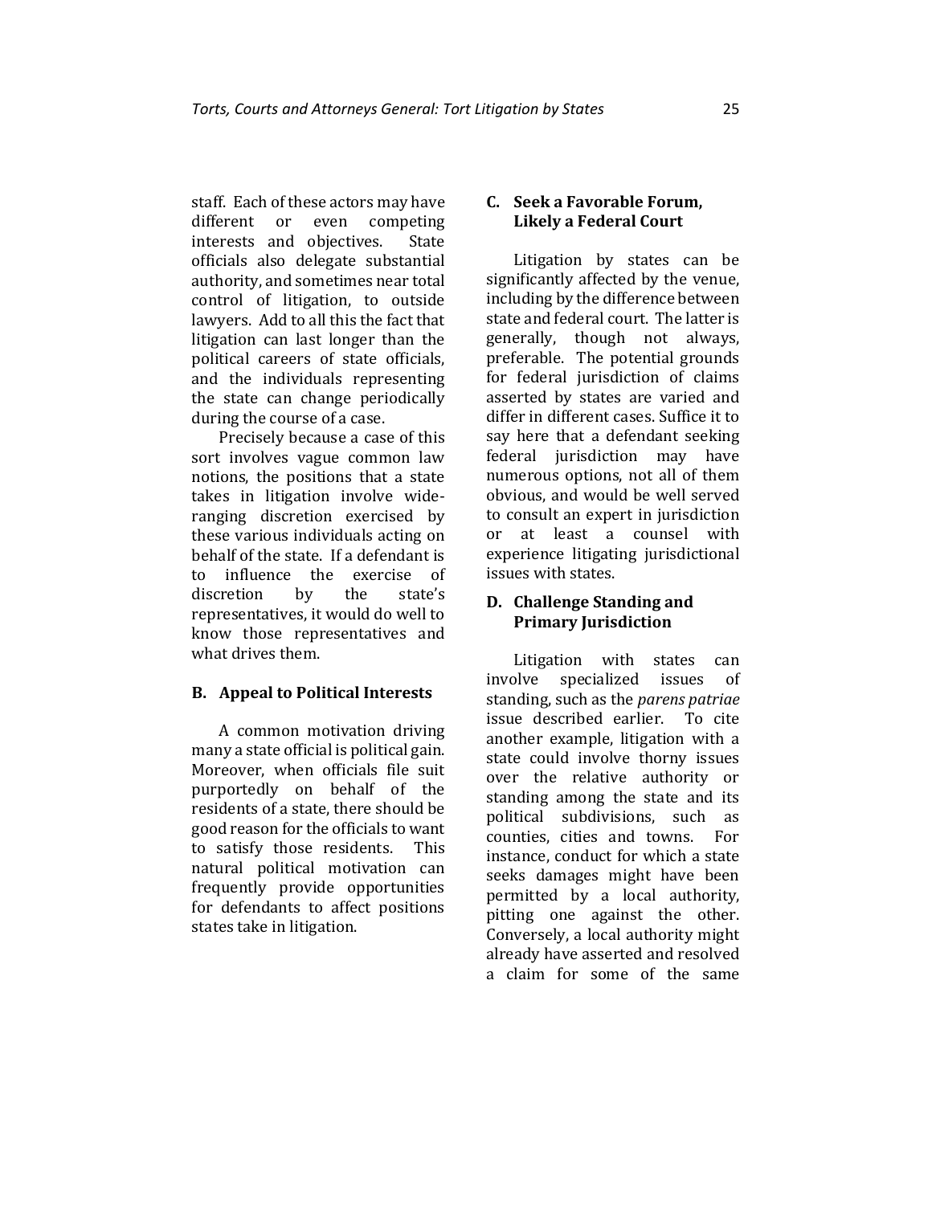staff. Each of these actors may have different or even competing interests and objectives. State officials also delegate substantial authority, and sometimes near total control of litigation, to outside lawyers. Add to all this the fact that litigation can last longer than the political careers of state officials, and the individuals representing the state can change periodically during the course of a case.

Precisely because a case of this sort involves vague common law notions, the positions that a state takes in litigation involve wide-ranging discretion exercised by these various individuals acting on behalf of the state. If a defendant is to influence the exercise of discretion by the state's representatives, it would do well to know those representatives and what drives them.

### B. Appeal to Political Interests

A common motivation driving many a state official is political gain. Moreover, when officials file suit purportedly on behalf of the residents of a state, there should be good reason for the officials to want to satisfy those residents. This natural political motivation can frequently provide opportunities for defendants to affect positions states take in litigation.

### C. Seek a Favorable Forum, Likely a Federal Court

Litigation by states can be significantly affected by the venue, including by the difference between state and federal court. The latter is generally, though not always, preferable. The potential grounds for federal jurisdiction of claims asserted by states are varied and differ in different cases. Suffice it to say here that a defendant seeking federal jurisdiction may have numerous options, not all of them obvious, and would be well served to consult an expert in jurisdiction or at least a counsel with experience litigating jurisdictional issues with states.

### D. Challenge Standing and Primary Jurisdiction

Litigation with states can involve specialized issues of standing, such as the *parens patriae* issue described earlier. To cite another example, litigation with a state could involve thorny issues over the relative authority or standing among the state and its political subdivisions, such as counties, cities and towns. For instance, conduct for which a state seeks damages might have been permitted by a local authority, pitting one against the other. Conversely, a local authority might already have asserted and resolved a claim for some of the same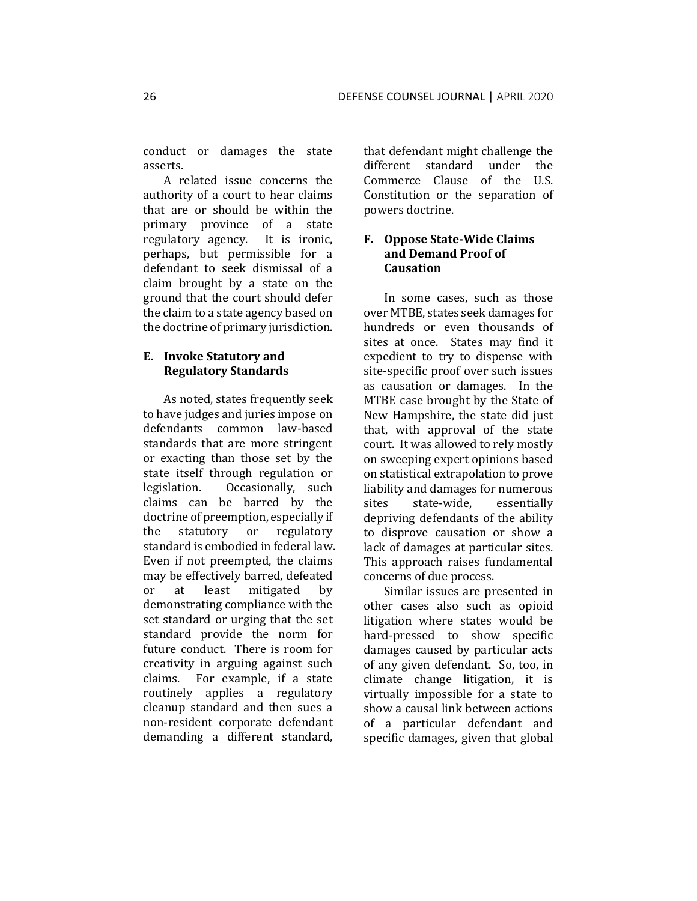conduct or damages the state asserts.

A related issue concerns the authority of a court to hear claims that are or should be within the primary province of a state regulatory agency. It is ironic, perhaps, but permissible for a defendant to seek dismissal of a claim brought by a state on the ground that the court should defer the claim to a state agency based on the doctrine of primary jurisdiction.

### E. Invoke Statutory and Regulatory Standards

As noted, states frequently seek to have judges and juries impose on defendants common law-based standards that are more stringent or exacting than those set by the state itself through regulation or legislation. Occasionally, such claims can be barred by the doctrine of preemption, especially if the statutory or regulatory standard is embodied in federal law. Even if not preempted, the claims may be effectively barred, defeated or at least mitigated by demonstrating compliance with the set standard or urging that the set standard provide the norm for future conduct. There is room for creativity in arguing against such claims. For example, if a state routinely applies a regulatory cleanup standard and then sues a non-resident corporate defendant demanding a different standard, that defendant might challenge the different standard under the Commerce Clause of the U.S. Constitution or the separation of powers doctrine.

### F. Oppose State-Wide Claims and Demand Proof of Causation

In some cases, such as those over MTBE, states seek damages for hundreds or even thousands of sites at once. States may find it expedient to try to dispense with site-specific proof over such issues as causation or damages. In the MTBE case brought by the State of New Hampshire, the state did just that, with approval of the state court. It was allowed to rely mostly on sweeping expert opinions based on statistical extrapolation to prove liability and damages for numerous sites state-wide, essentially depriving defendants of the ability to disprove causation or show a lack of damages at particular sites. This approach raises fundamental concerns of due process.

Similar issues are presented in other cases also such as opioid litigation where states would be hard-pressed to show specific damages caused by particular acts of any given defendant. So, too, in climate change litigation, it is virtually impossible for a state to show a causal link between actions of a particular defendant and specific damages, given that global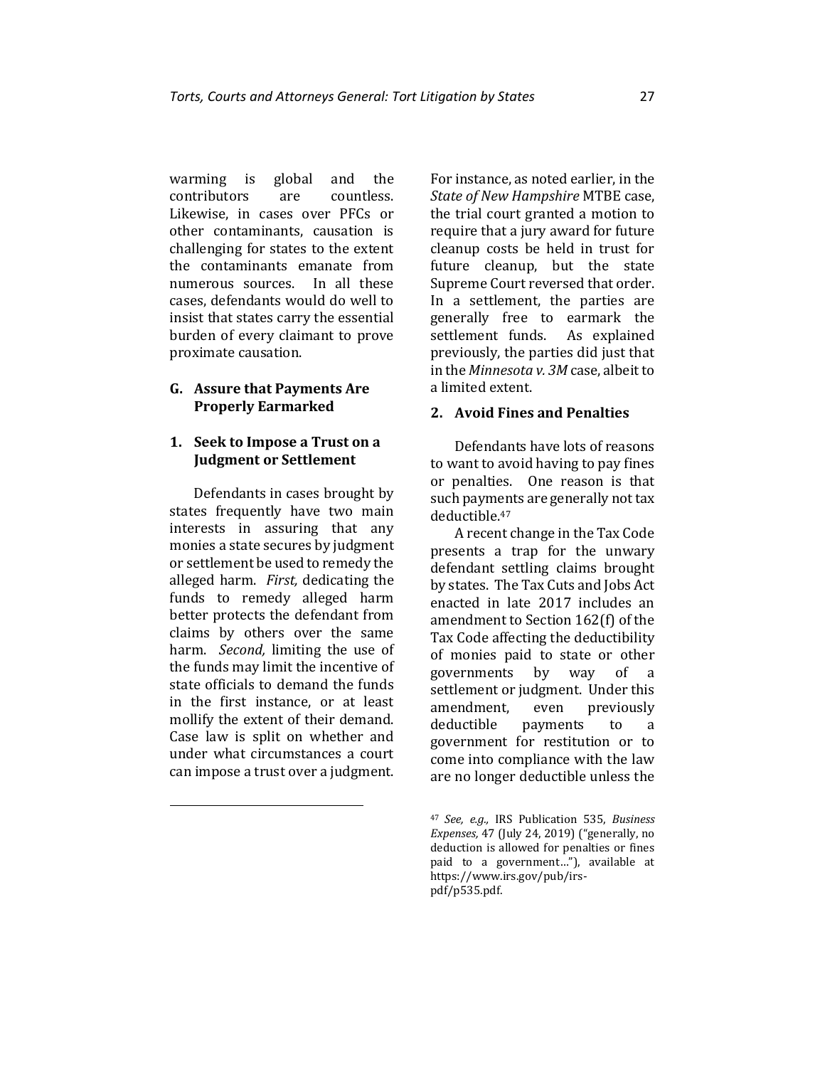warming is global and the contributors are countless. Likewise, in cases over PFCs or other contaminants, causation is challenging for states to the extent the contaminants emanate from numerous sources. In all these cases, defendants would do well to insist that states carry the essential burden of every claimant to prove proximate causation.

## G. Assure that Payments Are Properly Earmarked

### 1. Seek to Impose a Trust on a Judgment or Settlement

Defendants in cases brought by states frequently have two main interests in assuring that any monies a state secures by judgment or settlement be used to remedy the alleged harm. *First,* dedicating the funds to remedy alleged harm better protects the defendant from claims by others over the same harm. *Second,* limiting the use of the funds may limit the incentive of state officials to demand the funds in the first instance, or at least mollify the extent of their demand. Case law is split on whether and under what circumstances a court can impose a trust over a judgment. For instance, as noted earlier, in the *State of New Hampshire* MTBE case, the trial court granted a motion to require that a jury award for future cleanup costs be held in trust for future cleanup, but the state Supreme Court reversed that order. In a settlement, the parties are generally free to earmark the settlement funds. As explained previously, the parties did just that in the *Minnesota v. 3M* case, albeit to a limited extent.

### 2. Avoid Fines and Penalties

Defendants have lots of reasons to want to avoid having to pay fines or penalties. One reason is that such payments are generally not tax deductible.[47]

A recent change in the Tax Code presents a trap for the unwary defendant settling claims brought by states. The Tax Cuts and Jobs Act enacted in late 2017 includes an amendment to Section 162(f) of the Tax Code affecting the deductibility of monies paid to state or other governments by way of a settlement or judgment. Under this amendment, even previously deductible payments to a government for restitution or to come into compliance with the law are no longer deductible unless the

---

[47] *See, e.g.,* IRS Publication 535, *Business Expenses,* 47 (July 24, 2019) ("generally, no deduction is allowed for penalties or fines paid to a government…"), available at https://www.irs.gov/pub/irs-pdf/p535.pdf.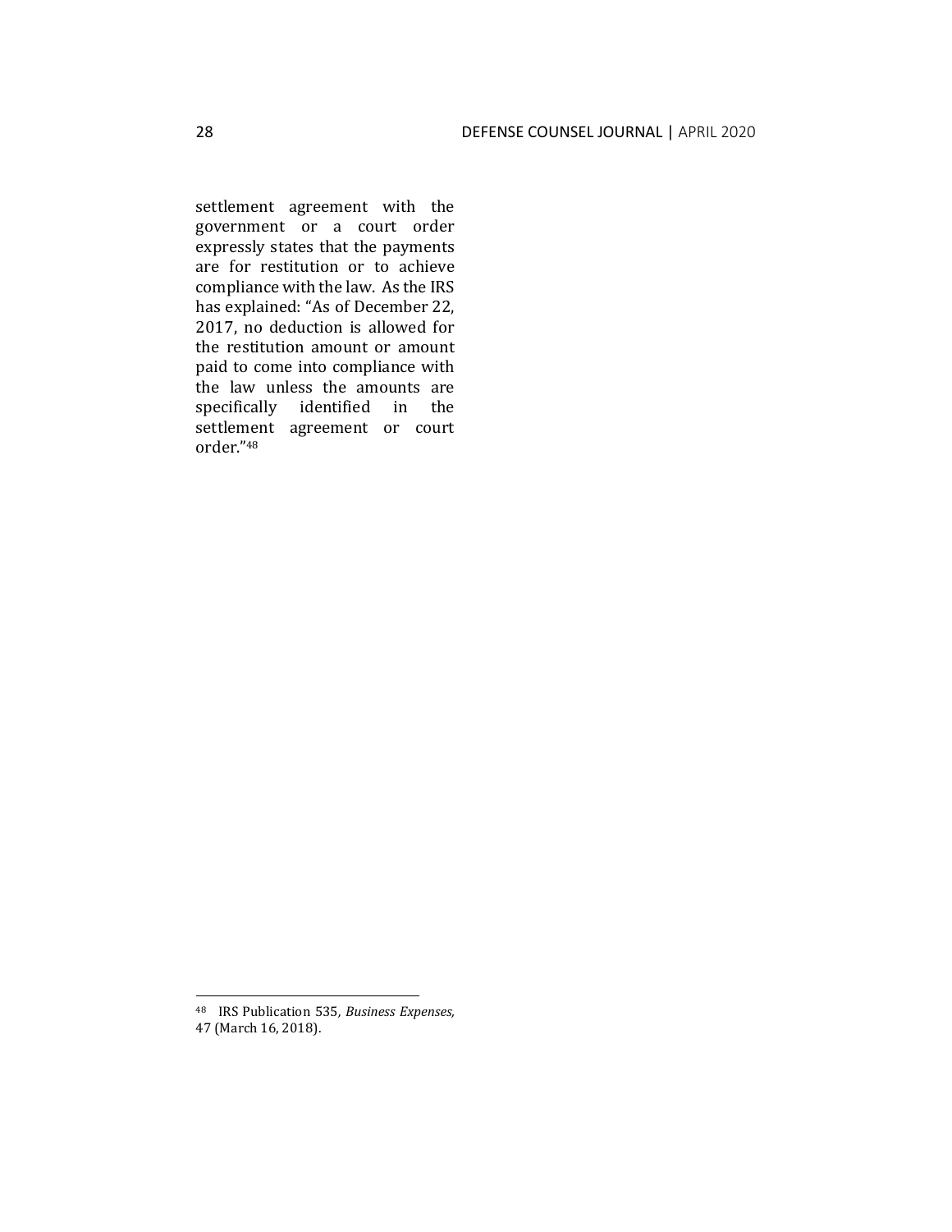settlement agreement with the government or a court order expressly states that the payments are for restitution or to achieve compliance with the law. As the IRS has explained: "As of December 22, 2017, no deduction is allowed for the restitution amount or amount paid to come into compliance with the law unless the amounts are specifically identified in the settlement agreement or court order."[48]

---

[48] IRS Publication 535, *Business Expenses,* 47 (March 16, 2018).